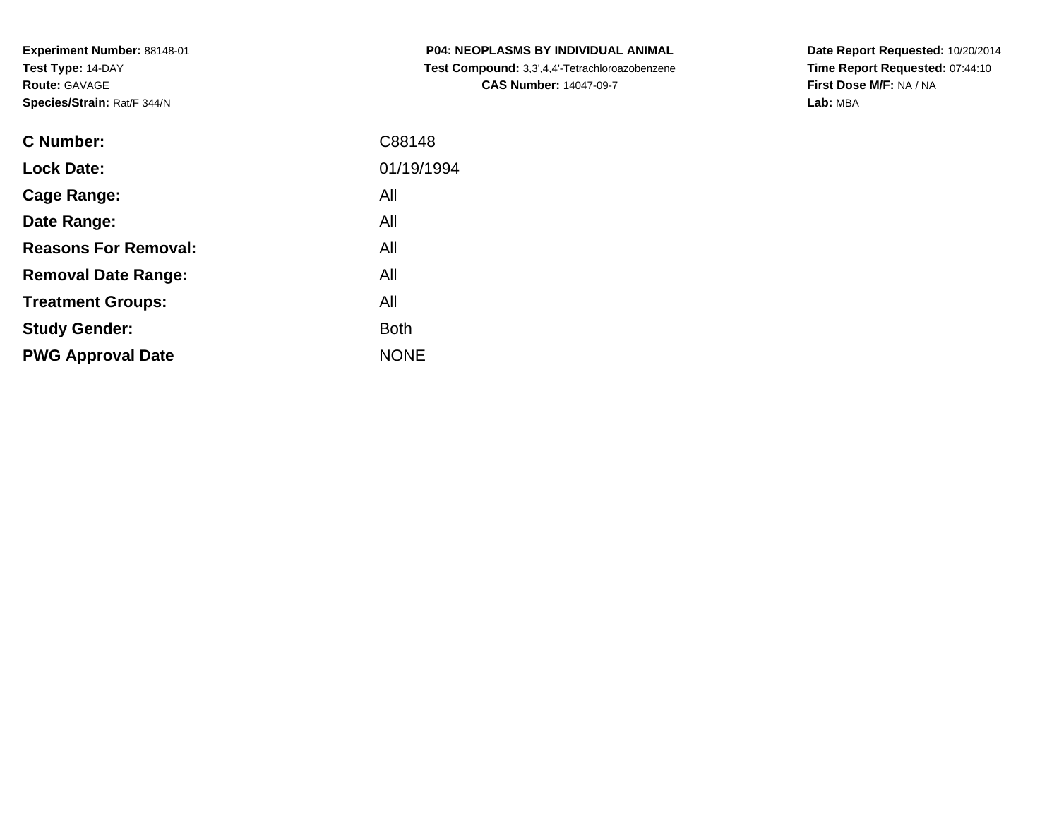**Experiment Number:** 88148-01
**Test Type:** 14-DAY
**Route:** GAVAGE
**Species/Strain:** Rat/F 344/N

**P04: NEOPLASMS BY INDIVIDUAL ANIMAL**
**Test Compound:** 3,3',4,4'-Tetrachloroazobenzene
**CAS Number:** 14047-09-7

**Date Report Requested:** 10/20/2014
**Time Report Requested:** 07:44:10
**First Dose M/F:** NA / NA
**Lab:** MBA

| | |
|---|---|
| **C Number:** | C88148 |
| **Lock Date:** | 01/19/1994 |
| **Cage Range:** | All |
| **Date Range:** | All |
| **Reasons For Removal:** | All |
| **Removal Date Range:** | All |
| **Treatment Groups:** | All |
| **Study Gender:** | Both |
| **PWG Approval Date** | NONE |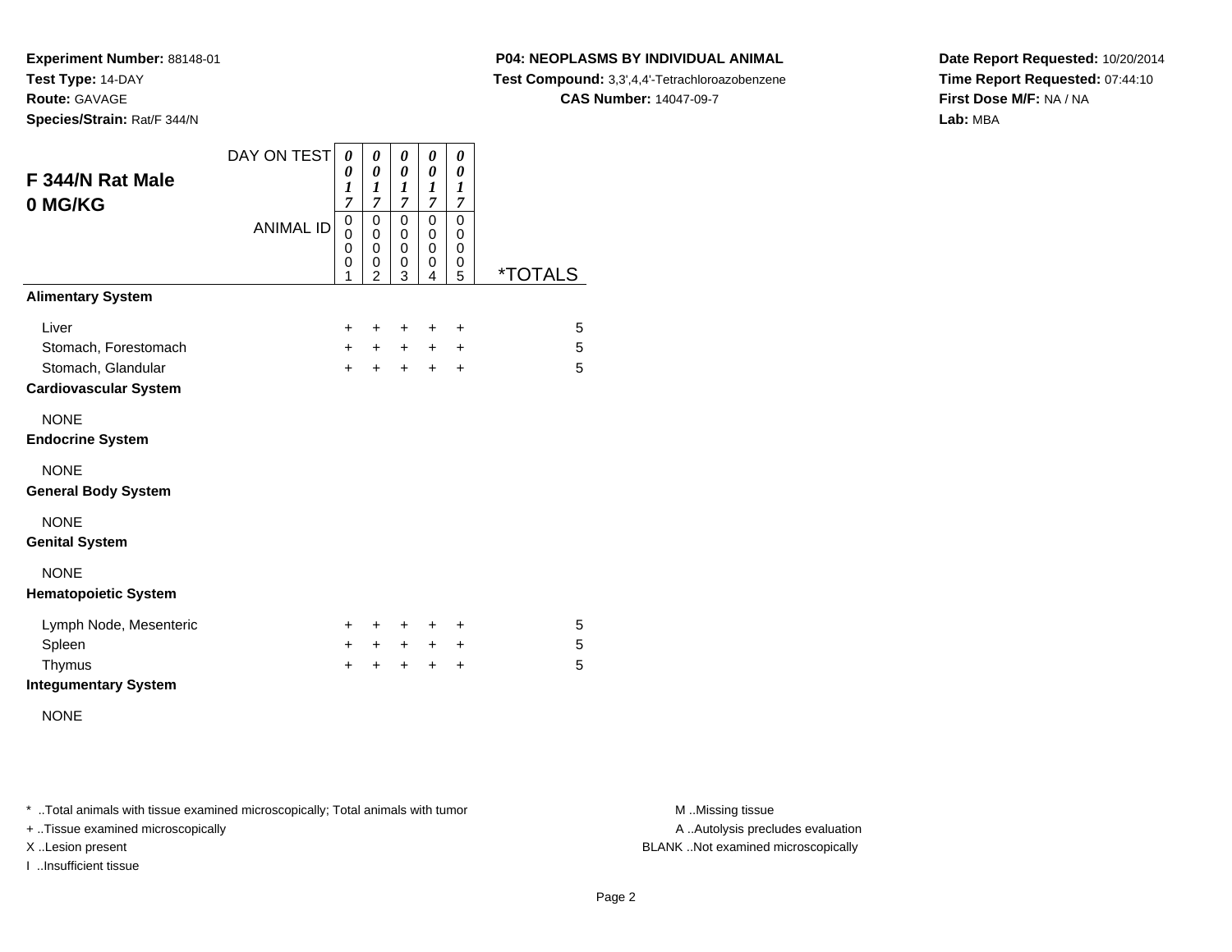**Experiment Number:** 88148-01
**Test Type:** 14-DAY
**Route:** GAVAGE
**Species/Strain:** Rat/F 344/N

**P04: NEOPLASMS BY INDIVIDUAL ANIMAL**
**Test Compound:** 3,3',4,4'-Tetrachloroazobenzene
**CAS Number:** 14047-09-7

**Date Report Requested:** 10/20/2014
**Time Report Requested:** 07:44:10
**First Dose M/F:** NA / NA
**Lab:** MBA

## F 344/N Rat Male 0 MG/KG

| DAY ON TEST | 0017 | 0017 | 0017 | 0017 | 0017 | |
|---|---|---|---|---|---|---|
| ANIMAL ID | 00001 | 00002 | 00003 | 00004 | 00005 | *TOTALS |
| **Alimentary System** | | | | | | |
| Liver | + | + | + | + | + | 5 |
| Stomach, Forestomach | + | + | + | + | + | 5 |
| Stomach, Glandular | + | + | + | + | + | 5 |
| **Cardiovascular System** | | | | | | |
| NONE | | | | | | |
| **Endocrine System** | | | | | | |
| NONE | | | | | | |
| **General Body System** | | | | | | |
| NONE | | | | | | |
| **Genital System** | | | | | | |
| NONE | | | | | | |
| **Hematopoietic System** | | | | | | |
| Lymph Node, Mesenteric | + | + | + | + | + | 5 |
| Spleen | + | + | + | + | + | 5 |
| Thymus | + | + | + | + | + | 5 |
| **Integumentary System** | | | | | | |
| NONE | | | | | | |

* ..Total animals with tissue examined microscopically; Total animals with tumor
+ ..Tissue examined microscopically
X ..Lesion present
I ..Insufficient tissue

M ..Missing tissue
A ..Autolysis precludes evaluation
BLANK ..Not examined microscopically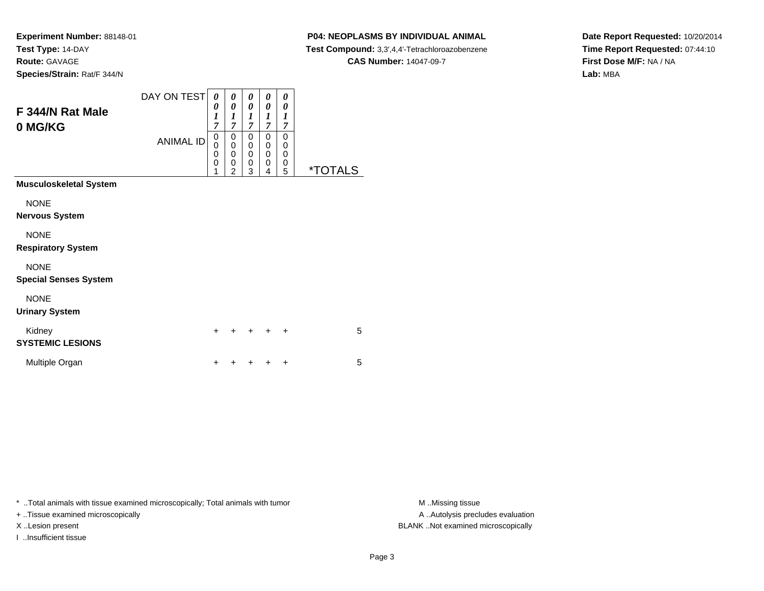**Experiment Number:** 88148-01
**Test Type:** 14-DAY
**Route:** GAVAGE
**Species/Strain:** Rat/F 344/N

**P04: NEOPLASMS BY INDIVIDUAL ANIMAL**
**Test Compound:** 3,3',4,4'-Tetrachloroazobenzene
**CAS Number:** 14047-09-7

**Date Report Requested:** 10/20/2014
**Time Report Requested:** 07:44:10
**First Dose M/F:** NA / NA
**Lab:** MBA

## F 344/N Rat Male
## 0 MG/KG

| DAY ON TEST | 0017 | 0017 | 0017 | 0017 | 0017 | |
|---|---|---|---|---|---|---|
| ANIMAL ID | 00001 | 00002 | 00003 | 00004 | 00005 | *TOTALS |
| **Musculoskeletal System** | | | | | | |
| NONE | | | | | | |
| **Nervous System** | | | | | | |
| NONE | | | | | | |
| **Respiratory System** | | | | | | |
| NONE | | | | | | |
| **Special Senses System** | | | | | | |
| NONE | | | | | | |
| **Urinary System** | | | | | | |
| Kidney | + | + | + | + | + | 5 |
| **SYSTEMIC LESIONS** | | | | | | |
| Multiple Organ | + | + | + | + | + | 5 |

\* ..Total animals with tissue examined microscopically; Total animals with tumor
+ ..Tissue examined microscopically
X ..Lesion present
I ..Insufficient tissue

M ..Missing tissue
A ..Autolysis precludes evaluation
BLANK ..Not examined microscopically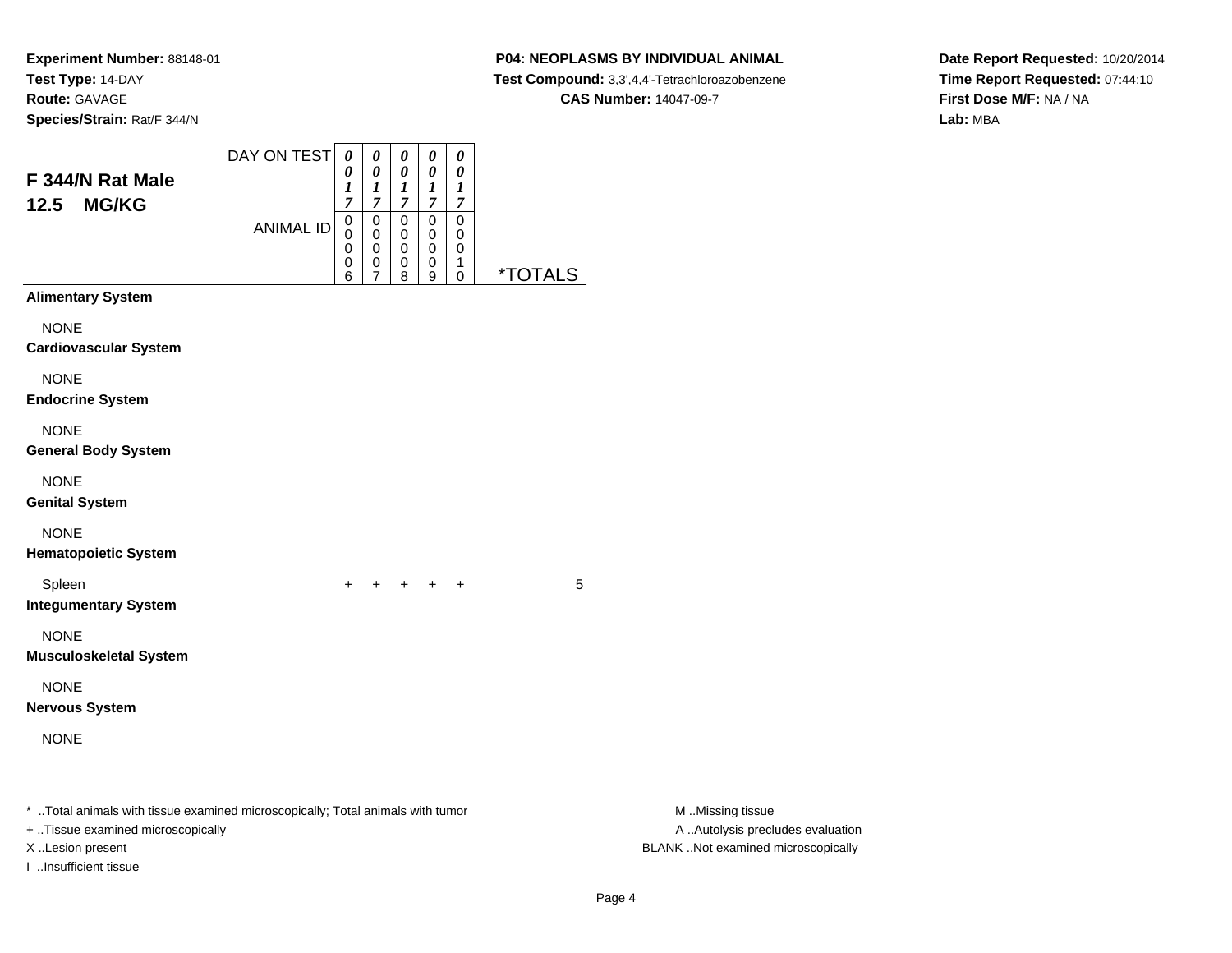**Experiment Number:** 88148-01
**Test Type:** 14-DAY
**Route:** GAVAGE
**Species/Strain:** Rat/F 344/N

**P04: NEOPLASMS BY INDIVIDUAL ANIMAL**
**Test Compound:** 3,3',4,4'-Tetrachloroazobenzene
**CAS Number:** 14047-09-7

**Date Report Requested:** 10/20/2014
**Time Report Requested:** 07:44:10
**First Dose M/F:** NA / NA
**Lab:** MBA

## F 344/N Rat Male
## 12.5 MG/KG

| DAY ON TEST | 0017 | 0017 | 0017 | 0017 | 0017 | |
|---|---|---|---|---|---|---|
| ANIMAL ID | 00006 | 00007 | 00008 | 00009 | 00010 | *TOTALS |
| **Alimentary System** | | | | | | |
| NONE | | | | | | |
| **Cardiovascular System** | | | | | | |
| NONE | | | | | | |
| **Endocrine System** | | | | | | |
| NONE | | | | | | |
| **General Body System** | | | | | | |
| NONE | | | | | | |
| **Genital System** | | | | | | |
| NONE | | | | | | |
| **Hematopoietic System** | | | | | | |
| Spleen | + | + | + | + | + | 5 |
| **Integumentary System** | | | | | | |
| NONE | | | | | | |
| **Musculoskeletal System** | | | | | | |
| NONE | | | | | | |
| **Nervous System** | | | | | | |
| NONE | | | | | | |

* ..Total animals with tissue examined microscopically; Total animals with tumor
+ ..Tissue examined microscopically
X ..Lesion present
I ..Insufficient tissue

M ..Missing tissue
A ..Autolysis precludes evaluation
BLANK ..Not examined microscopically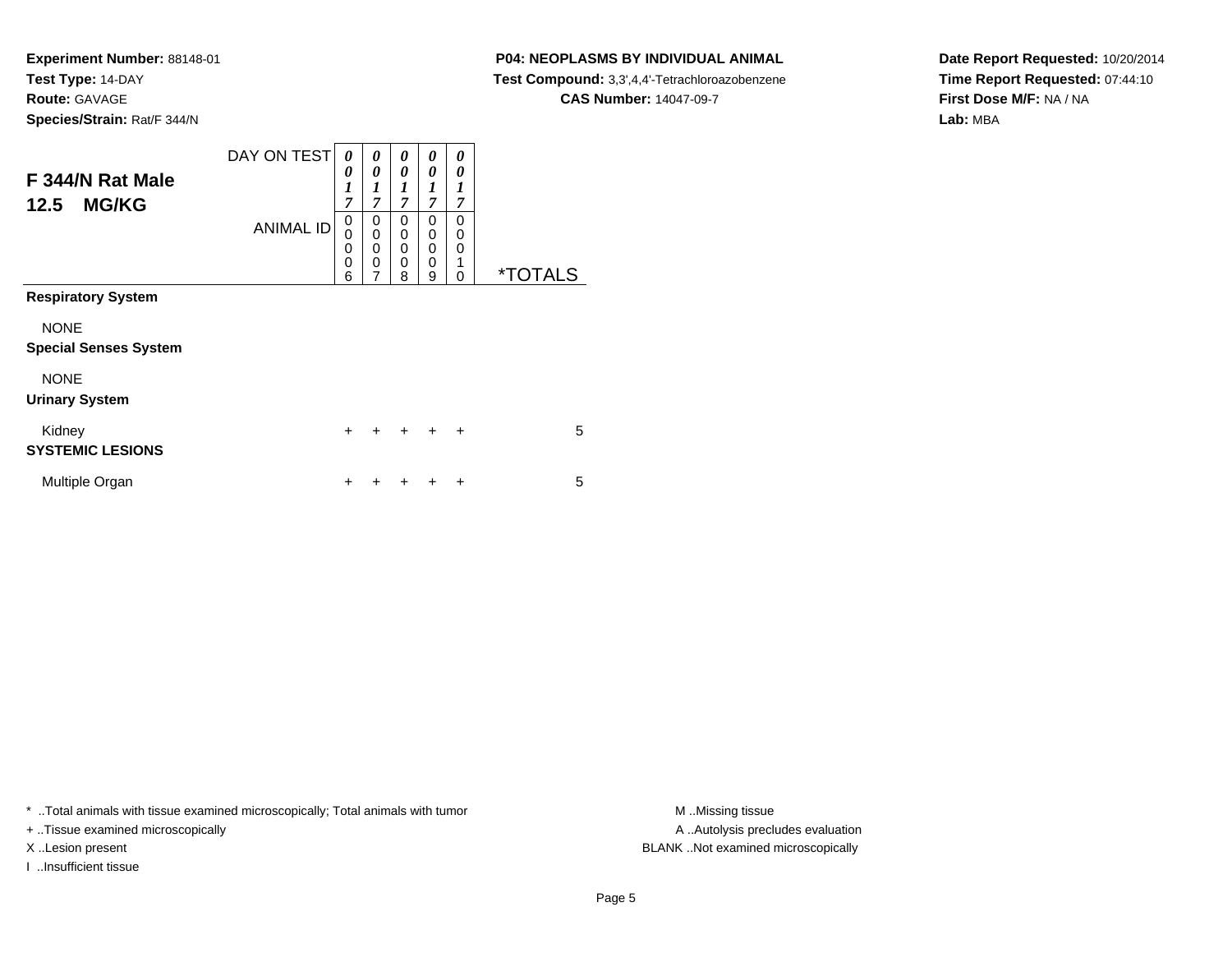**Experiment Number:** 88148-01
**Test Type:** 14-DAY
**Route:** GAVAGE
**Species/Strain:** Rat/F 344/N

**P04: NEOPLASMS BY INDIVIDUAL ANIMAL**
**Test Compound:** 3,3',4,4'-Tetrachloroazobenzene
**CAS Number:** 14047-09-7

**Date Report Requested:** 10/20/2014
**Time Report Requested:** 07:44:10
**First Dose M/F:** NA / NA
**Lab:** MBA

## F 344/N Rat Male
## 12.5 MG/KG

| DAY ON TEST | 0017 | 0017 | 0017 | 0017 | 0017 | |
|---|---|---|---|---|---|---|
| ANIMAL ID | 00006 | 00007 | 00008 | 00009 | 00010 | *TOTALS |
| **Respiratory System** | | | | | | |
| NONE | | | | | | |
| **Special Senses System** | | | | | | |
| NONE | | | | | | |
| **Urinary System** | | | | | | |
| Kidney | + | + | + | + | + | 5 |
| **SYSTEMIC LESIONS** | | | | | | |
| Multiple Organ | + | + | + | + | + | 5 |

* ..Total animals with tissue examined microscopically; Total animals with tumor
+ ..Tissue examined microscopically
X ..Lesion present
I ..Insufficient tissue

M ..Missing tissue
A ..Autolysis precludes evaluation
BLANK ..Not examined microscopically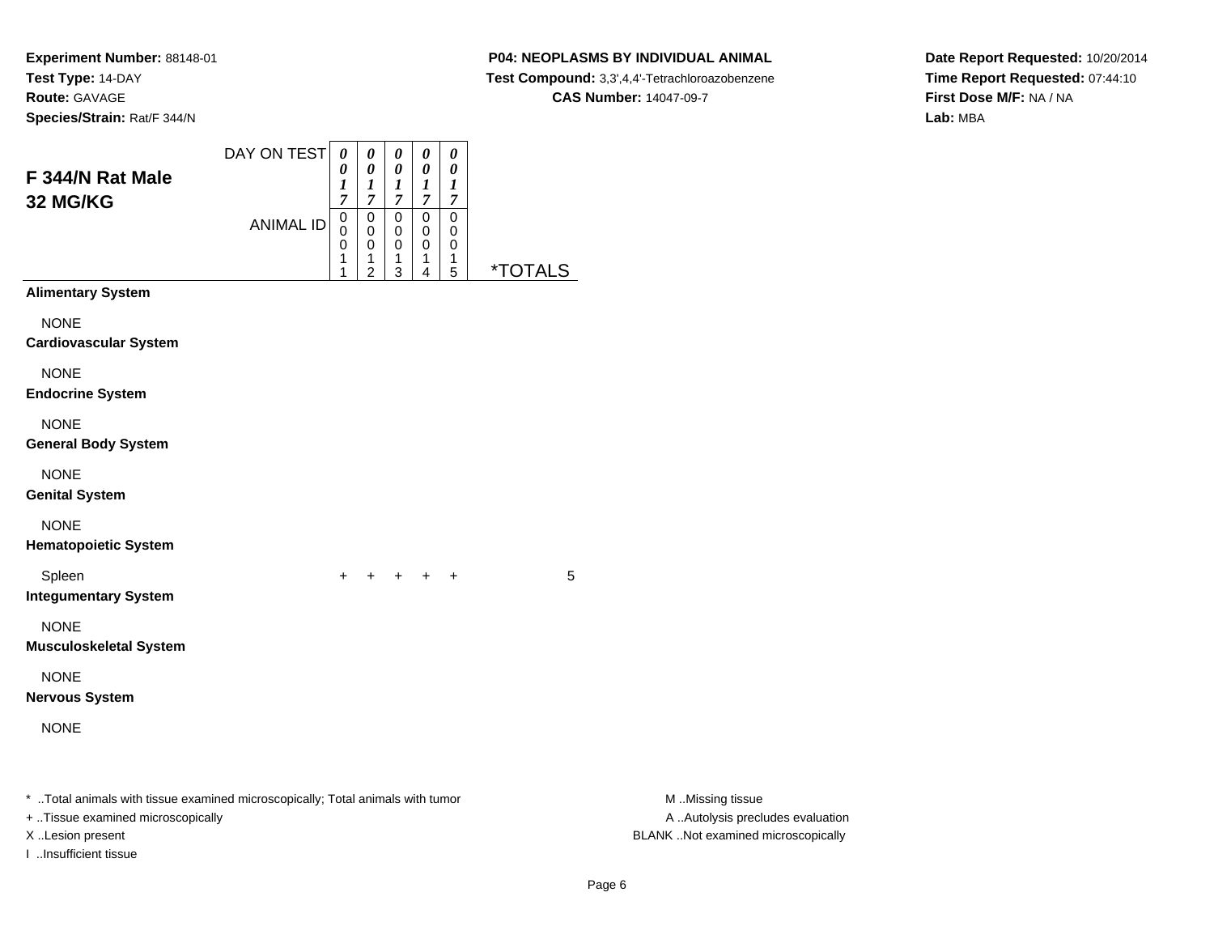**Experiment Number:** 88148-01
**Test Type:** 14-DAY
**Route:** GAVAGE
**Species/Strain:** Rat/F 344/N

**P04: NEOPLASMS BY INDIVIDUAL ANIMAL**
**Test Compound:** 3,3',4,4'-Tetrachloroazobenzene
**CAS Number:** 14047-09-7

**Date Report Requested:** 10/20/2014
**Time Report Requested:** 07:44:10
**First Dose M/F:** NA / NA
**Lab:** MBA

## F 344/N Rat Male 32 MG/KG

| DAY ON TEST | 0017 | 0017 | 0017 | 0017 | 0017 | |
|---|---|---|---|---|---|---|
| ANIMAL ID | 00011 | 00012 | 00013 | 00014 | 00015 | *TOTALS |
| **Alimentary System** | | | | | | |
| NONE | | | | | | |
| **Cardiovascular System** | | | | | | |
| NONE | | | | | | |
| **Endocrine System** | | | | | | |
| NONE | | | | | | |
| **General Body System** | | | | | | |
| NONE | | | | | | |
| **Genital System** | | | | | | |
| NONE | | | | | | |
| **Hematopoietic System** | | | | | | |
| Spleen | + | + | + | + | + | 5 |
| **Integumentary System** | | | | | | |
| NONE | | | | | | |
| **Musculoskeletal System** | | | | | | |
| NONE | | | | | | |
| **Nervous System** | | | | | | |
| NONE | | | | | | |

* ..Total animals with tissue examined microscopically; Total animals with tumor
+ ..Tissue examined microscopically
X ..Lesion present
I ..Insufficient tissue

M ..Missing tissue
A ..Autolysis precludes evaluation
BLANK ..Not examined microscopically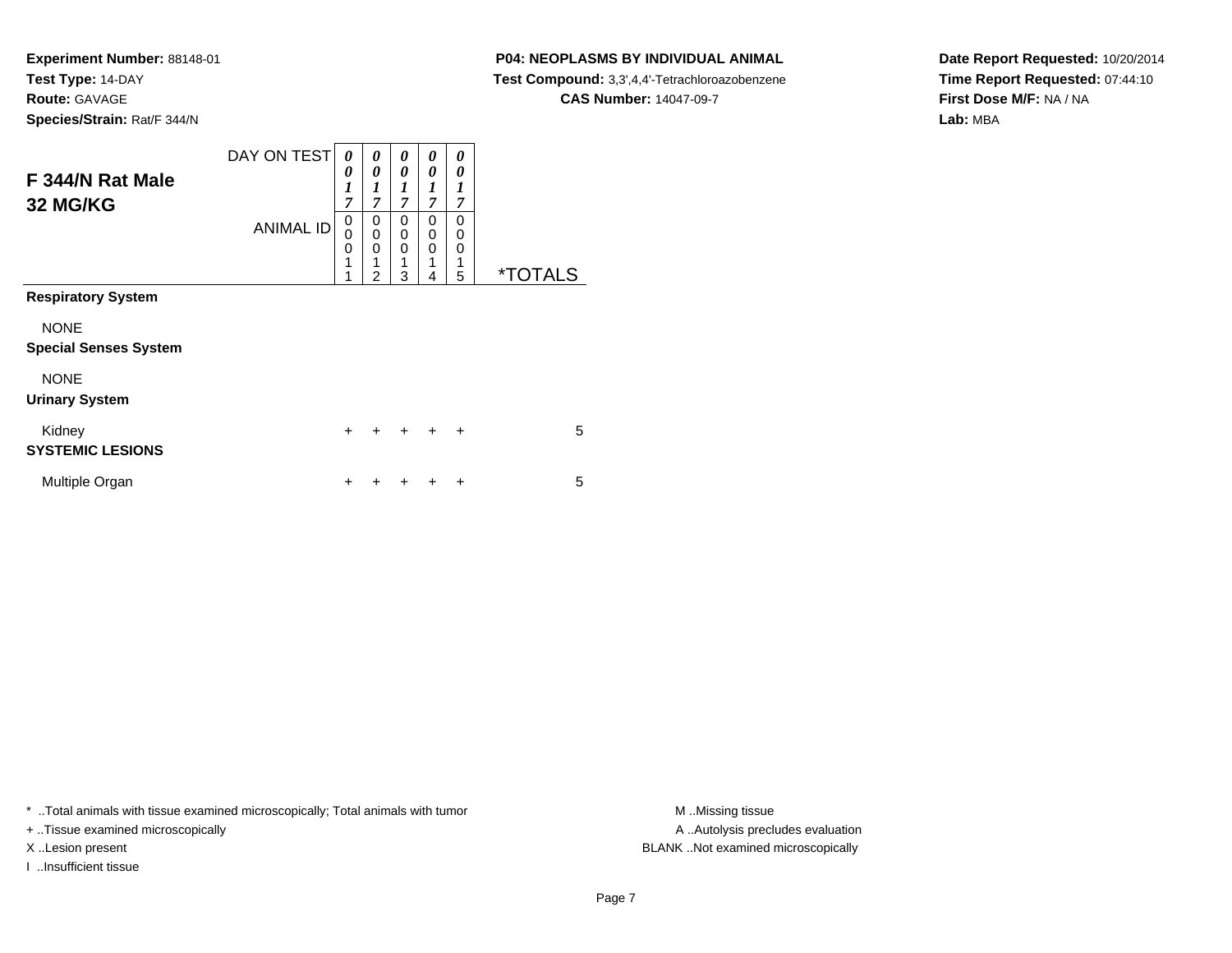**Experiment Number:** 88148-01
**Test Type:** 14-DAY
**Route:** GAVAGE
**Species/Strain:** Rat/F 344/N

**P04: NEOPLASMS BY INDIVIDUAL ANIMAL**
**Test Compound:** 3,3',4,4'-Tetrachloroazobenzene
**CAS Number:** 14047-09-7

**Date Report Requested:** 10/20/2014
**Time Report Requested:** 07:44:10
**First Dose M/F:** NA / NA
**Lab:** MBA

## F 344/N Rat Male 32 MG/KG

| DAY ON TEST | 0017 | 0017 | 0017 | 0017 | 0017 | |
|---|---|---|---|---|---|---|
| ANIMAL ID | 00011 | 00012 | 00013 | 00014 | 00015 | *TOTALS |
| **Respiratory System** | | | | | | |
| NONE | | | | | | |
| **Special Senses System** | | | | | | |
| NONE | | | | | | |
| **Urinary System** | | | | | | |
| Kidney | + | + | + | + | + | 5 |
| **SYSTEMIC LESIONS** | | | | | | |
| Multiple Organ | + | + | + | + | + | 5 |

\* ..Total animals with tissue examined microscopically; Total animals with tumor
+ ..Tissue examined microscopically
X ..Lesion present
I ..Insufficient tissue

M ..Missing tissue
A ..Autolysis precludes evaluation
BLANK ..Not examined microscopically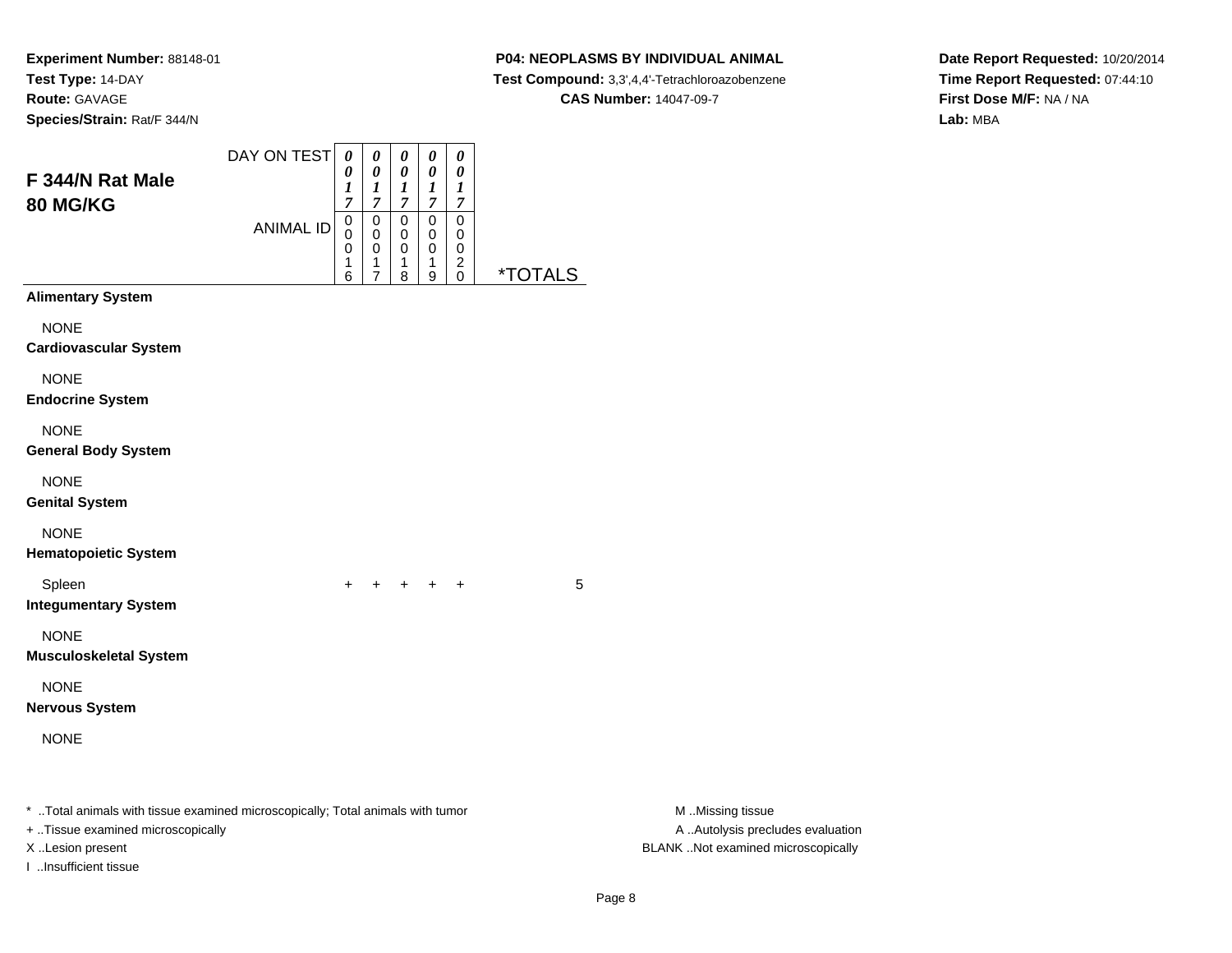**Experiment Number:** 88148-01
**Test Type:** 14-DAY
**Route:** GAVAGE
**Species/Strain:** Rat/F 344/N

**P04: NEOPLASMS BY INDIVIDUAL ANIMAL**
**Test Compound:** 3,3',4,4'-Tetrachloroazobenzene
**CAS Number:** 14047-09-7

**Date Report Requested:** 10/20/2014
**Time Report Requested:** 07:44:10
**First Dose M/F:** NA / NA
**Lab:** MBA

## F 344/N Rat Male
## 80 MG/KG

| DAY ON TEST | 0017 | 0017 | 0017 | 0017 | 0017 | |
|---|---|---|---|---|---|---|
| ANIMAL ID | 00016 | 00017 | 00018 | 00019 | 00020 | *TOTALS |
| **Alimentary System** | | | | | | |
| NONE | | | | | | |
| **Cardiovascular System** | | | | | | |
| NONE | | | | | | |
| **Endocrine System** | | | | | | |
| NONE | | | | | | |
| **General Body System** | | | | | | |
| NONE | | | | | | |
| **Genital System** | | | | | | |
| NONE | | | | | | |
| **Hematopoietic System** | | | | | | |
| Spleen | + | + | + | + | + | 5 |
| **Integumentary System** | | | | | | |
| NONE | | | | | | |
| **Musculoskeletal System** | | | | | | |
| NONE | | | | | | |
| **Nervous System** | | | | | | |
| NONE | | | | | | |

* ..Total animals with tissue examined microscopically; Total animals with tumor
+ ..Tissue examined microscopically
X ..Lesion present
I ..Insufficient tissue

M ..Missing tissue
A ..Autolysis precludes evaluation
BLANK ..Not examined microscopically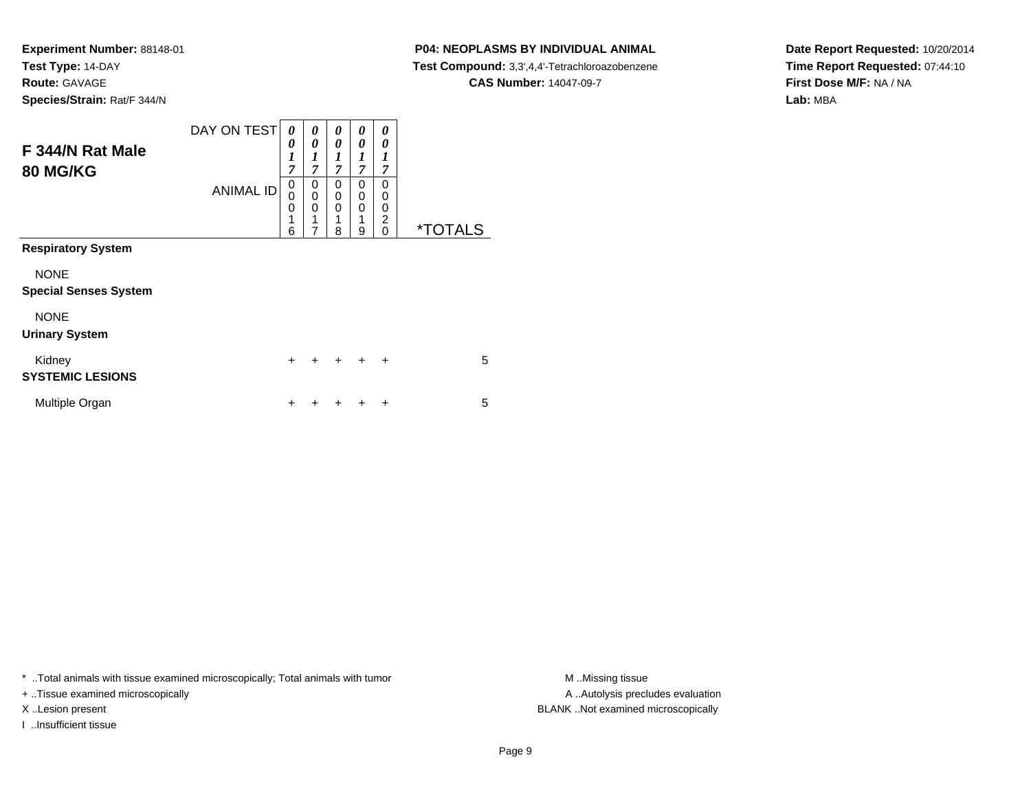**Experiment Number:** 88148-01
**Test Type:** 14-DAY
**Route:** GAVAGE
**Species/Strain:** Rat/F 344/N

**P04: NEOPLASMS BY INDIVIDUAL ANIMAL**
**Test Compound:** 3,3',4,4'-Tetrachloroazobenzene
**CAS Number:** 14047-09-7

**Date Report Requested:** 10/20/2014
**Time Report Requested:** 07:44:10
**First Dose M/F:** NA / NA
**Lab:** MBA

## F 344/N Rat Male
## 80 MG/KG

| DAY ON TEST | 0017 | 0017 | 0017 | 0017 | 0017 | |
|---|---|---|---|---|---|---|
| **ANIMAL ID** | 00016 | 00017 | 00018 | 00019 | 00020 | ***TOTALS** |
| **Respiratory System** | | | | | | |
| NONE | | | | | | |
| **Special Senses System** | | | | | | |
| NONE | | | | | | |
| **Urinary System** | | | | | | |
| Kidney | + | + | + | + | + | 5 |
| **SYSTEMIC LESIONS** | | | | | | |
| Multiple Organ | + | + | + | + | + | 5 |

* ..Total animals with tissue examined microscopically; Total animals with tumor
+ ..Tissue examined microscopically
X ..Lesion present
I ..Insufficient tissue

M ..Missing tissue
A ..Autolysis precludes evaluation
BLANK ..Not examined microscopically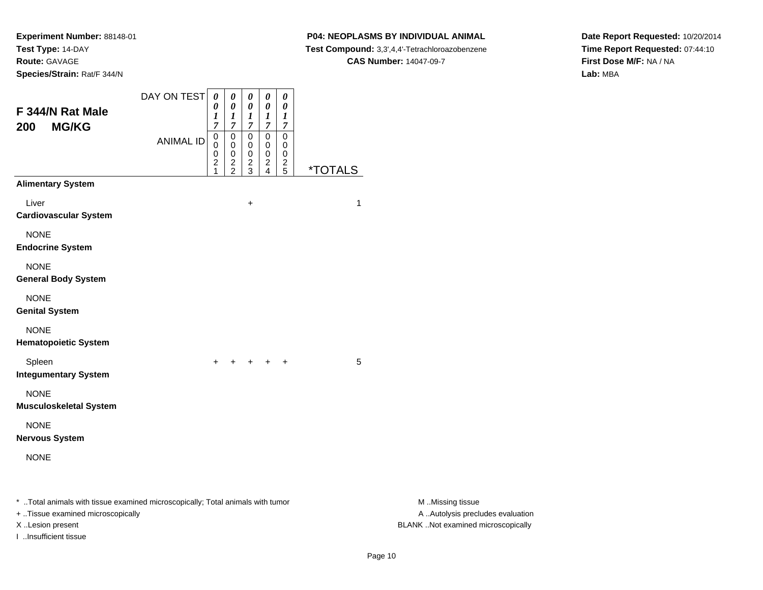**Experiment Number:** 88148-01
**Test Type:** 14-DAY
**Route:** GAVAGE
**Species/Strain:** Rat/F 344/N

**P04: NEOPLASMS BY INDIVIDUAL ANIMAL**
**Test Compound:** 3,3',4,4'-Tetrachloroazobenzene
**CAS Number:** 14047-09-7

**Date Report Requested:** 10/20/2014
**Time Report Requested:** 07:44:10
**First Dose M/F:** NA / NA
**Lab:** MBA

## F 344/N Rat Male
## 200 MG/KG

| DAY ON TEST | 0017 | 0017 | 0017 | 0017 | 0017 | |
|---|---|---|---|---|---|---|
| **ANIMAL ID** | 00021 | 00022 | 00023 | 00024 | 00025 | ***TOTALS** |
| **Alimentary System** | | | | | | |
| Liver | | | + | | | 1 |
| **Cardiovascular System** | | | | | | |
| NONE | | | | | | |
| **Endocrine System** | | | | | | |
| NONE | | | | | | |
| **General Body System** | | | | | | |
| NONE | | | | | | |
| **Genital System** | | | | | | |
| NONE | | | | | | |
| **Hematopoietic System** | | | | | | |
| Spleen | + | + | + | + | + | 5 |
| **Integumentary System** | | | | | | |
| NONE | | | | | | |
| **Musculoskeletal System** | | | | | | |
| NONE | | | | | | |
| **Nervous System** | | | | | | |
| NONE | | | | | | |

* ..Total animals with tissue examined microscopically; Total animals with tumor
+ ..Tissue examined microscopically
X ..Lesion present
I ..Insufficient tissue

M ..Missing tissue
A ..Autolysis precludes evaluation
BLANK ..Not examined microscopically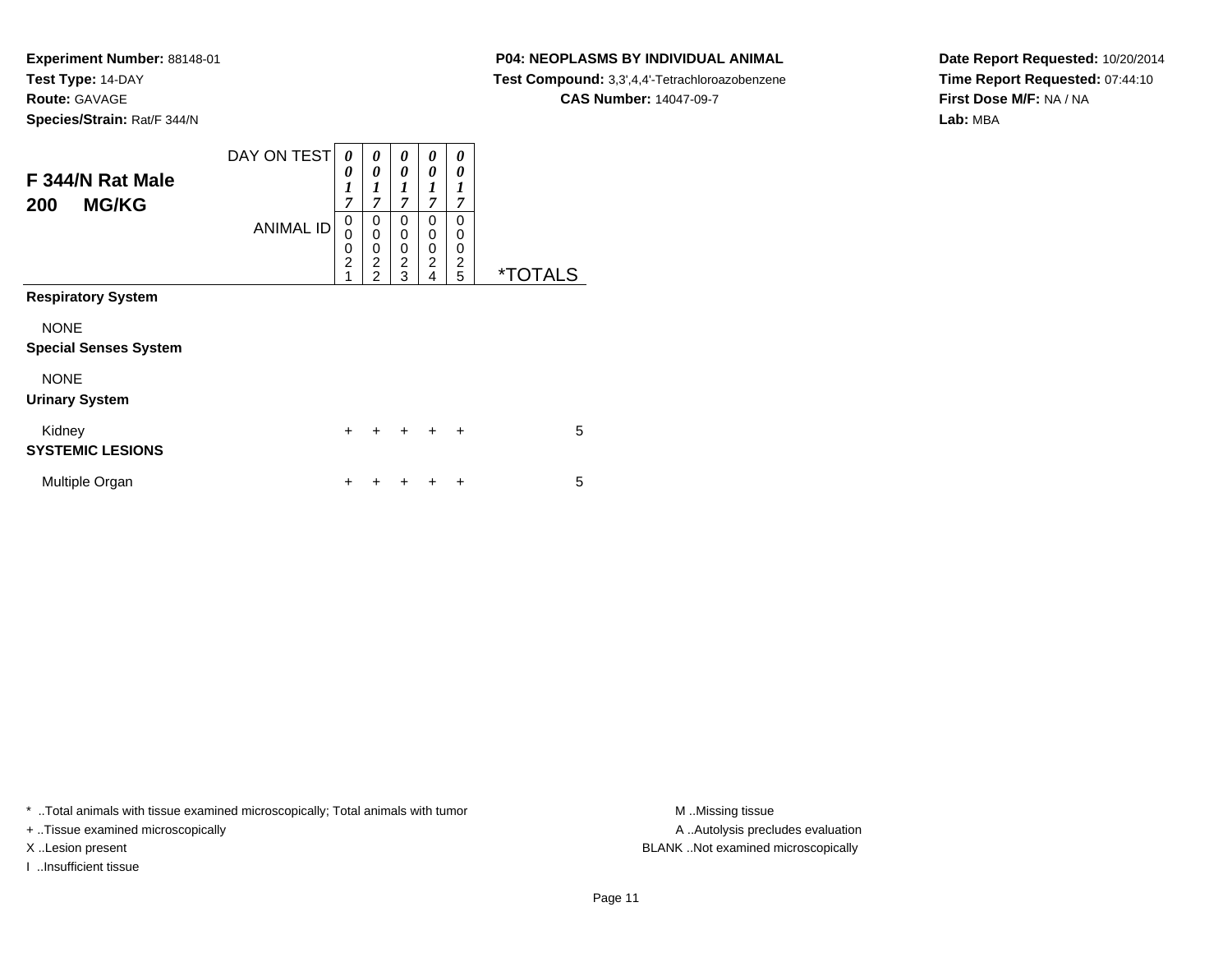**Experiment Number:** 88148-01
**Test Type:** 14-DAY
**Route:** GAVAGE
**Species/Strain:** Rat/F 344/N

**P04: NEOPLASMS BY INDIVIDUAL ANIMAL**
**Test Compound:** 3,3',4,4'-Tetrachloroazobenzene
**CAS Number:** 14047-09-7

**Date Report Requested:** 10/20/2014
**Time Report Requested:** 07:44:10
**First Dose M/F:** NA / NA
**Lab:** MBA

## F 344/N Rat Male
## 200 MG/KG

| DAY ON TEST | 0017 | 0017 | 0017 | 0017 | 0017 | |
|---|---|---|---|---|---|---|
| ANIMAL ID | 00021 | 00022 | 00023 | 00024 | 00025 | *TOTALS |
| **Respiratory System** | | | | | | |
| NONE | | | | | | |
| **Special Senses System** | | | | | | |
| NONE | | | | | | |
| **Urinary System** | | | | | | |
| Kidney | + | + | + | + | + | 5 |
| **SYSTEMIC LESIONS** | | | | | | |
| Multiple Organ | + | + | + | + | + | 5 |

* ..Total animals with tissue examined microscopically; Total animals with tumor
+ ..Tissue examined microscopically
X ..Lesion present
I ..Insufficient tissue

M ..Missing tissue
A ..Autolysis precludes evaluation
BLANK ..Not examined microscopically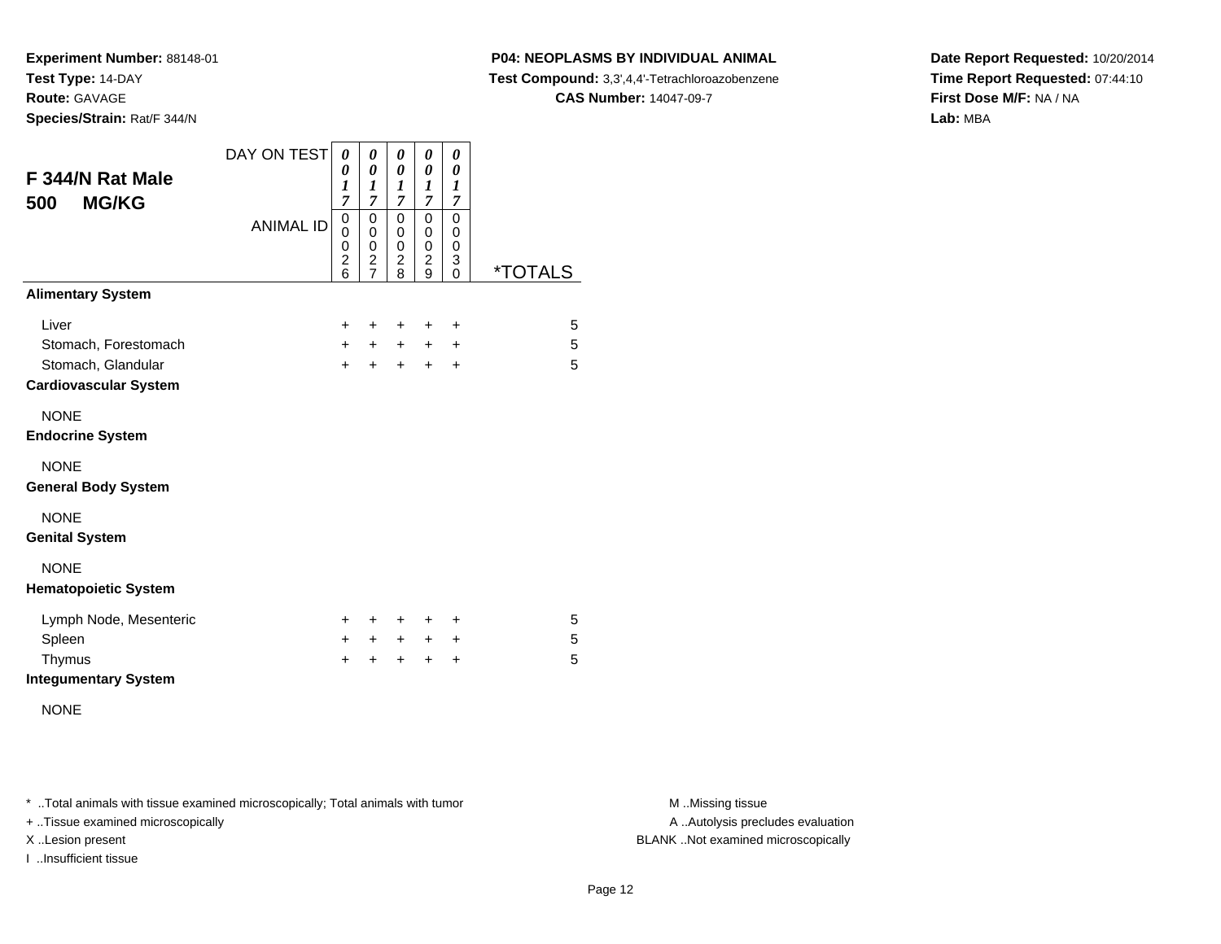**Experiment Number:** 88148-01
**Test Type:** 14-DAY
**Route:** GAVAGE
**Species/Strain:** Rat/F 344/N

**P04: NEOPLASMS BY INDIVIDUAL ANIMAL**
**Test Compound:** 3,3',4,4'-Tetrachloroazobenzene
**CAS Number:** 14047-09-7

**Date Report Requested:** 10/20/2014
**Time Report Requested:** 07:44:10
**First Dose M/F:** NA / NA
**Lab:** MBA

## F 344/N Rat Male
## 500 MG/KG

| DAY ON TEST | 0017 | 0017 | 0017 | 0017 | 0017 | |
|---|---|---|---|---|---|---|
| ANIMAL ID | 00026 | 00027 | 00028 | 00029 | 00030 | *TOTALS |
| **Alimentary System** | | | | | | |
| Liver | + | + | + | + | + | 5 |
| Stomach, Forestomach | + | + | + | + | + | 5 |
| Stomach, Glandular | + | + | + | + | + | 5 |
| **Cardiovascular System** | | | | | | |
| NONE | | | | | | |
| **Endocrine System** | | | | | | |
| NONE | | | | | | |
| **General Body System** | | | | | | |
| NONE | | | | | | |
| **Genital System** | | | | | | |
| NONE | | | | | | |
| **Hematopoietic System** | | | | | | |
| Lymph Node, Mesenteric | + | + | + | + | + | 5 |
| Spleen | + | + | + | + | + | 5 |
| Thymus | + | + | + | + | + | 5 |
| **Integumentary System** | | | | | | |
| NONE | | | | | | |

* ..Total animals with tissue examined microscopically; Total animals with tumor
+ ..Tissue examined microscopically
X ..Lesion present
I ..Insufficient tissue

M ..Missing tissue
A ..Autolysis precludes evaluation
BLANK ..Not examined microscopically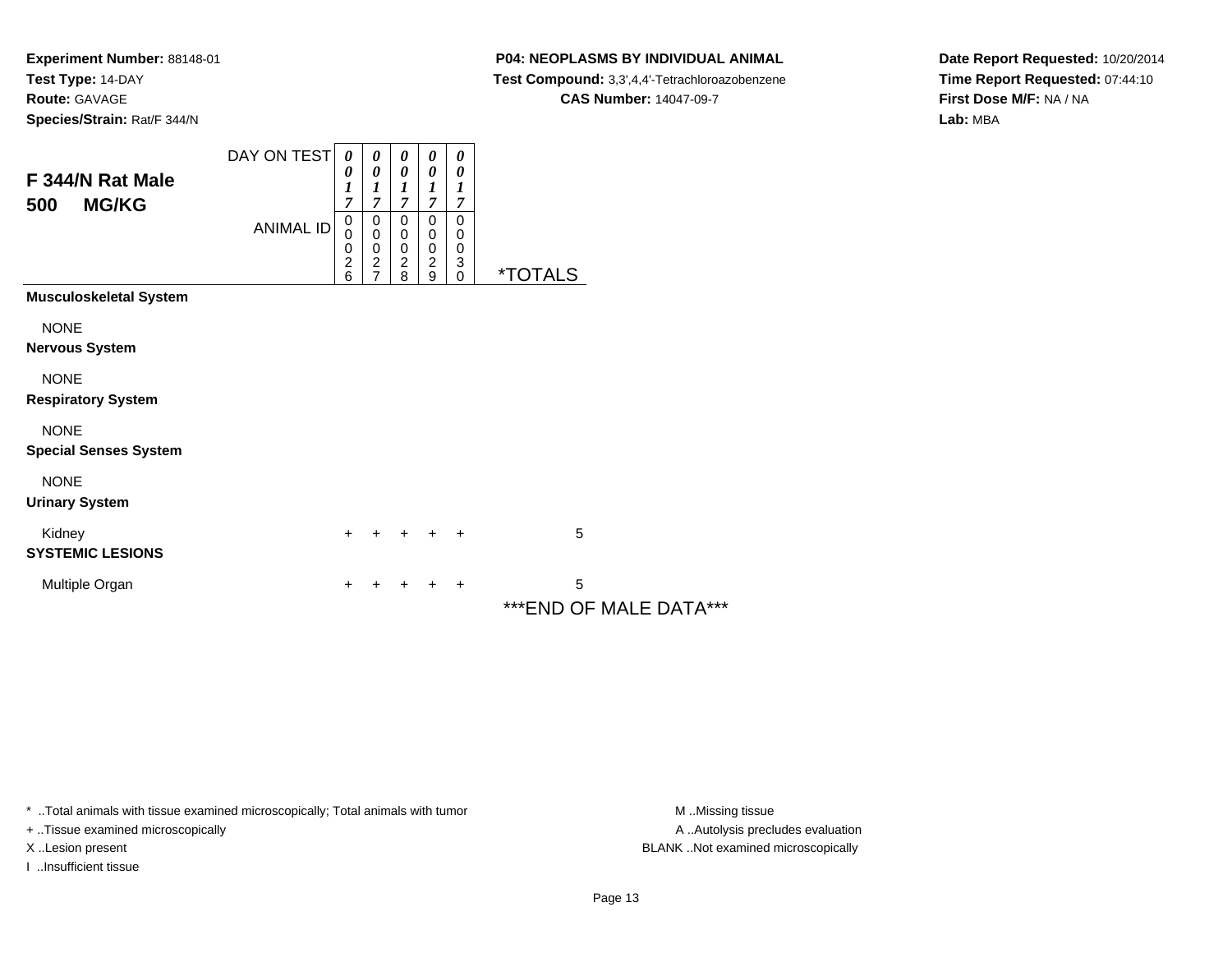**Experiment Number:** 88148-01
**Test Type:** 14-DAY
**Route:** GAVAGE
**Species/Strain:** Rat/F 344/N

**P04: NEOPLASMS BY INDIVIDUAL ANIMAL**
**Test Compound:** 3,3',4,4'-Tetrachloroazobenzene
**CAS Number:** 14047-09-7

**Date Report Requested:** 10/20/2014
**Time Report Requested:** 07:44:10
**First Dose M/F:** NA / NA
**Lab:** MBA

## F 344/N Rat Male
## 500 MG/KG

| DAY ON TEST | 0017 | 0017 | 0017 | 0017 | 0017 | |
|---|---|---|---|---|---|---|
| ANIMAL ID | 00026 | 00027 | 00028 | 00029 | 00030 | *TOTALS |
| **Musculoskeletal System** | | | | | | |
| NONE | | | | | | |
| **Nervous System** | | | | | | |
| NONE | | | | | | |
| **Respiratory System** | | | | | | |
| NONE | | | | | | |
| **Special Senses System** | | | | | | |
| NONE | | | | | | |
| **Urinary System** | | | | | | |
| Kidney | + | + | + | + | + | 5 |
| **SYSTEMIC LESIONS** | | | | | | |
| Multiple Organ | + | + | + | + | + | 5 |

***END OF MALE DATA***

* ..Total animals with tissue examined microscopically; Total animals with tumor
+ ..Tissue examined microscopically
X ..Lesion present
I ..Insufficient tissue

M ..Missing tissue
A ..Autolysis precludes evaluation
BLANK ..Not examined microscopically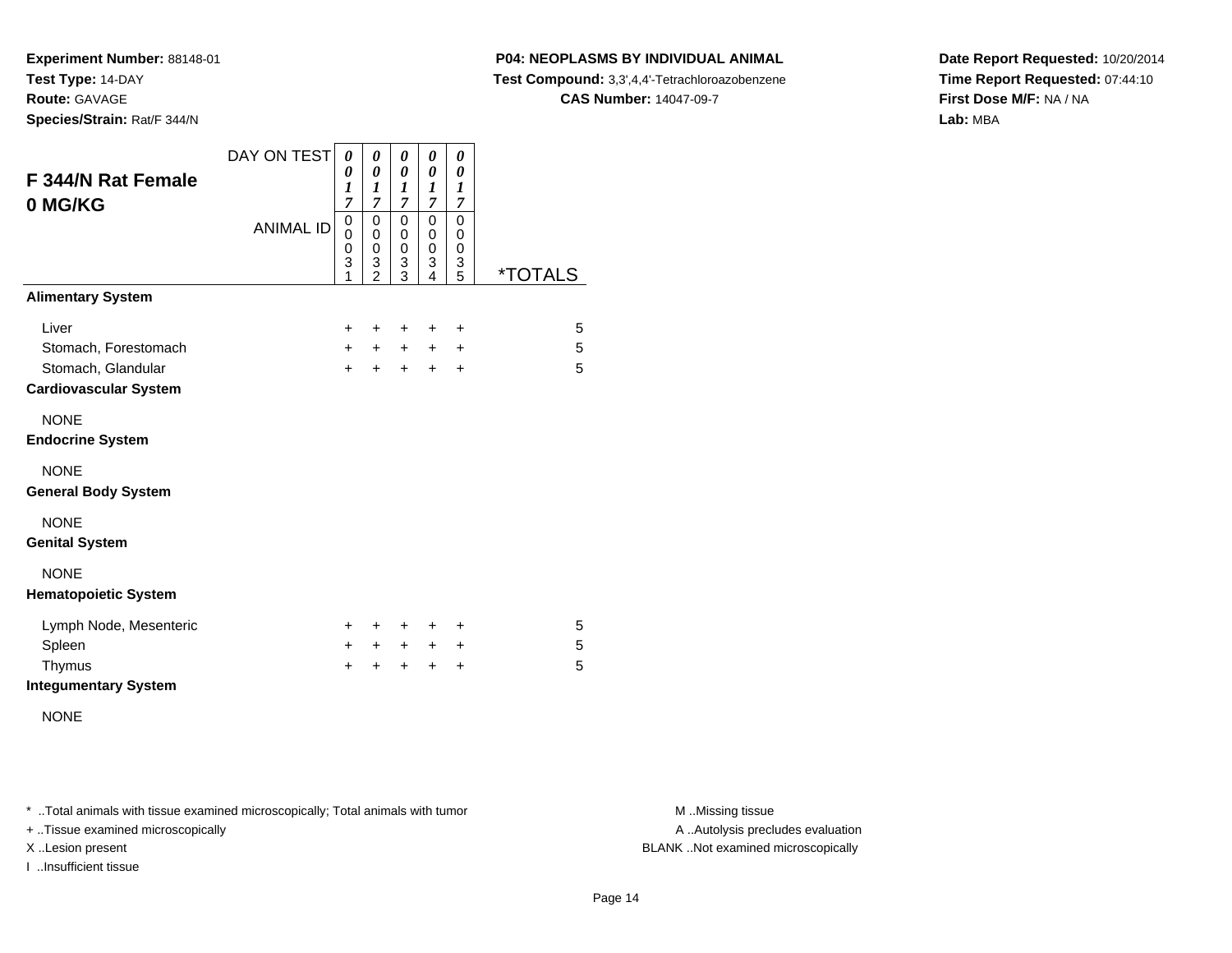**Experiment Number:** 88148-01
**Test Type:** 14-DAY
**Route:** GAVAGE
**Species/Strain:** Rat/F 344/N

**P04: NEOPLASMS BY INDIVIDUAL ANIMAL**
**Test Compound:** 3,3',4,4'-Tetrachloroazobenzene
**CAS Number:** 14047-09-7

**Date Report Requested:** 10/20/2014
**Time Report Requested:** 07:44:10
**First Dose M/F:** NA / NA
**Lab:** MBA

## F 344/N Rat Female 0 MG/KG

| DAY ON TEST | 0017 | 0017 | 0017 | 0017 | 0017 | |
|---|---|---|---|---|---|---|
| ANIMAL ID | 00031 | 00032 | 00033 | 00034 | 00035 | *TOTALS |
| **Alimentary System** | | | | | | |
| Liver | + | + | + | + | + | 5 |
| Stomach, Forestomach | + | + | + | + | + | 5 |
| Stomach, Glandular | + | + | + | + | + | 5 |
| **Cardiovascular System** | | | | | | |
| NONE | | | | | | |
| **Endocrine System** | | | | | | |
| NONE | | | | | | |
| **General Body System** | | | | | | |
| NONE | | | | | | |
| **Genital System** | | | | | | |
| NONE | | | | | | |
| **Hematopoietic System** | | | | | | |
| Lymph Node, Mesenteric | + | + | + | + | + | 5 |
| Spleen | + | + | + | + | + | 5 |
| Thymus | + | + | + | + | + | 5 |
| **Integumentary System** | | | | | | |
| NONE | | | | | | |

* ..Total animals with tissue examined microscopically; Total animals with tumor
+ ..Tissue examined microscopically
X ..Lesion present
I ..Insufficient tissue

M ..Missing tissue
A ..Autolysis precludes evaluation
BLANK ..Not examined microscopically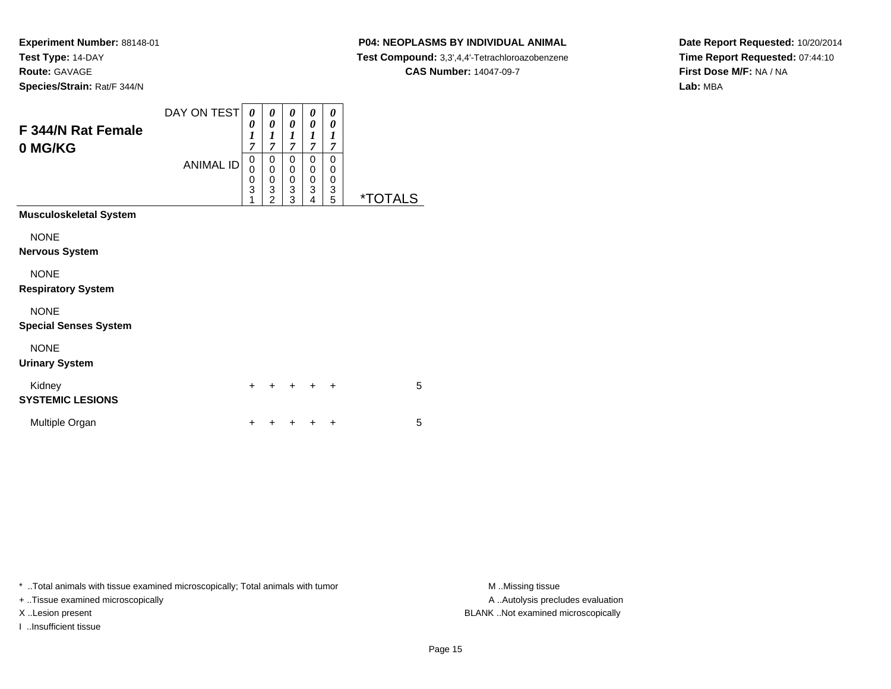**Experiment Number:** 88148-01
**Test Type:** 14-DAY
**Route:** GAVAGE
**Species/Strain:** Rat/F 344/N

**P04: NEOPLASMS BY INDIVIDUAL ANIMAL**
**Test Compound:** 3,3',4,4'-Tetrachloroazobenzene
**CAS Number:** 14047-09-7

**Date Report Requested:** 10/20/2014
**Time Report Requested:** 07:44:10
**First Dose M/F:** NA / NA
**Lab:** MBA

## F 344/N Rat Female
## 0 MG/KG

| DAY ON TEST | 0017 | 0017 | 0017 | 0017 | 0017 | |
|---|---|---|---|---|---|---|
| ANIMAL ID | 00031 | 00032 | 00033 | 00034 | 00035 | *TOTALS |
| **Musculoskeletal System** | | | | | | |
| NONE | | | | | | |
| **Nervous System** | | | | | | |
| NONE | | | | | | |
| **Respiratory System** | | | | | | |
| NONE | | | | | | |
| **Special Senses System** | | | | | | |
| NONE | | | | | | |
| **Urinary System** | | | | | | |
| Kidney | + | + | + | + | + | 5 |
| **SYSTEMIC LESIONS** | | | | | | |
| Multiple Organ | + | + | + | + | + | 5 |

* ..Total animals with tissue examined microscopically; Total animals with tumor
+ ..Tissue examined microscopically
X ..Lesion present
I ..Insufficient tissue

M ..Missing tissue
A ..Autolysis precludes evaluation
BLANK ..Not examined microscopically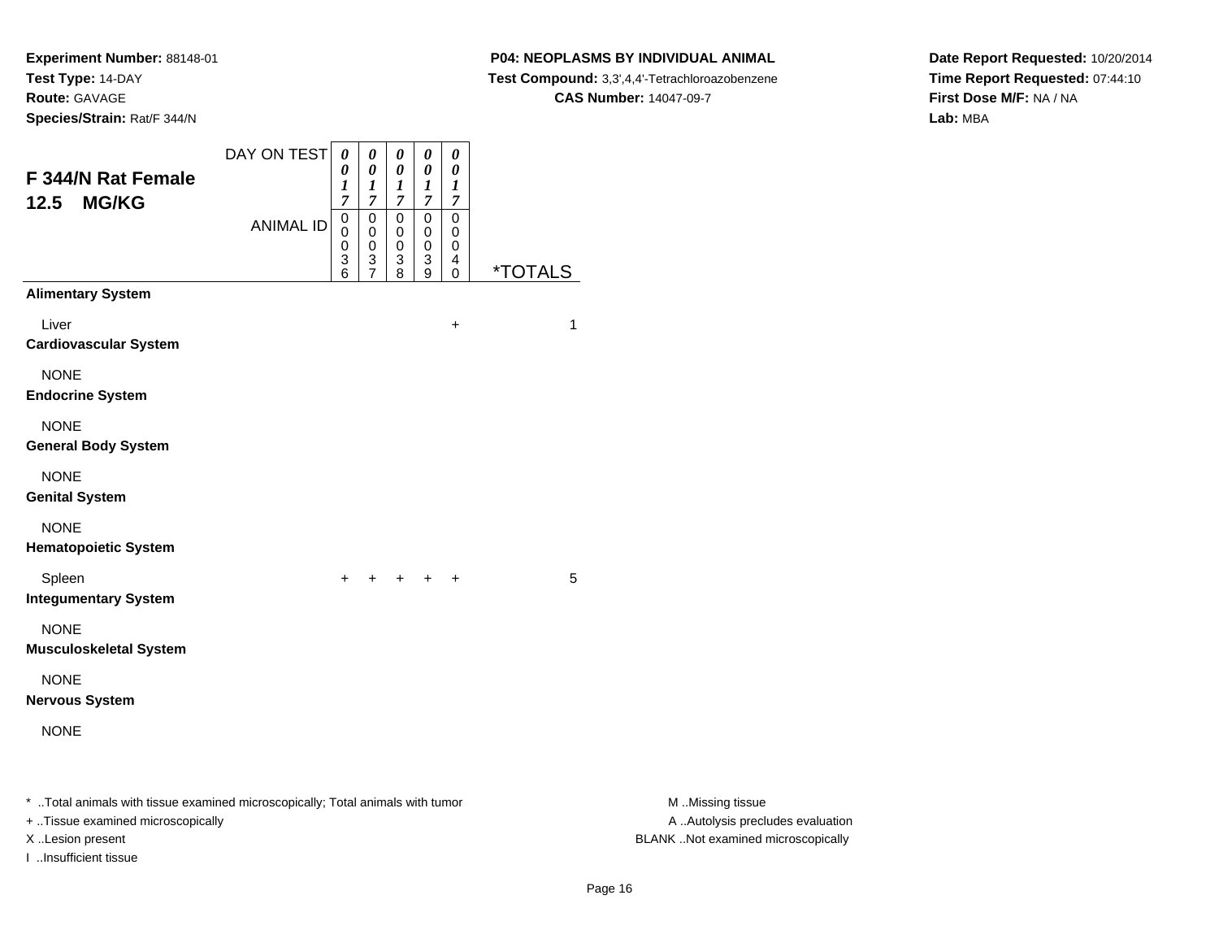**Experiment Number:** 88148-01
**Test Type:** 14-DAY
**Route:** GAVAGE
**Species/Strain:** Rat/F 344/N

**P04: NEOPLASMS BY INDIVIDUAL ANIMAL**
**Test Compound:** 3,3',4,4'-Tetrachloroazobenzene
**CAS Number:** 14047-09-7

**Date Report Requested:** 10/20/2014
**Time Report Requested:** 07:44:10
**First Dose M/F:** NA / NA
**Lab:** MBA

## F 344/N Rat Female 12.5 MG/KG

| DAY ON TEST | 0017 | 0017 | 0017 | 0017 | 0017 | |
|---|---|---|---|---|---|---|
| ANIMAL ID | 00036 | 00037 | 00038 | 00039 | 00040 | *TOTALS |
| **Alimentary System** | | | | | | |
| Liver | | | | | + | 1 |
| **Cardiovascular System** | | | | | | |
| NONE | | | | | | |
| **Endocrine System** | | | | | | |
| NONE | | | | | | |
| **General Body System** | | | | | | |
| NONE | | | | | | |
| **Genital System** | | | | | | |
| NONE | | | | | | |
| **Hematopoietic System** | | | | | | |
| Spleen | + | + | + | + | + | 5 |
| **Integumentary System** | | | | | | |
| NONE | | | | | | |
| **Musculoskeletal System** | | | | | | |
| NONE | | | | | | |
| **Nervous System** | | | | | | |
| NONE | | | | | | |

* ..Total animals with tissue examined microscopically; Total animals with tumor
+ ..Tissue examined microscopically
X ..Lesion present
I ..Insufficient tissue

M ..Missing tissue
A ..Autolysis precludes evaluation
BLANK ..Not examined microscopically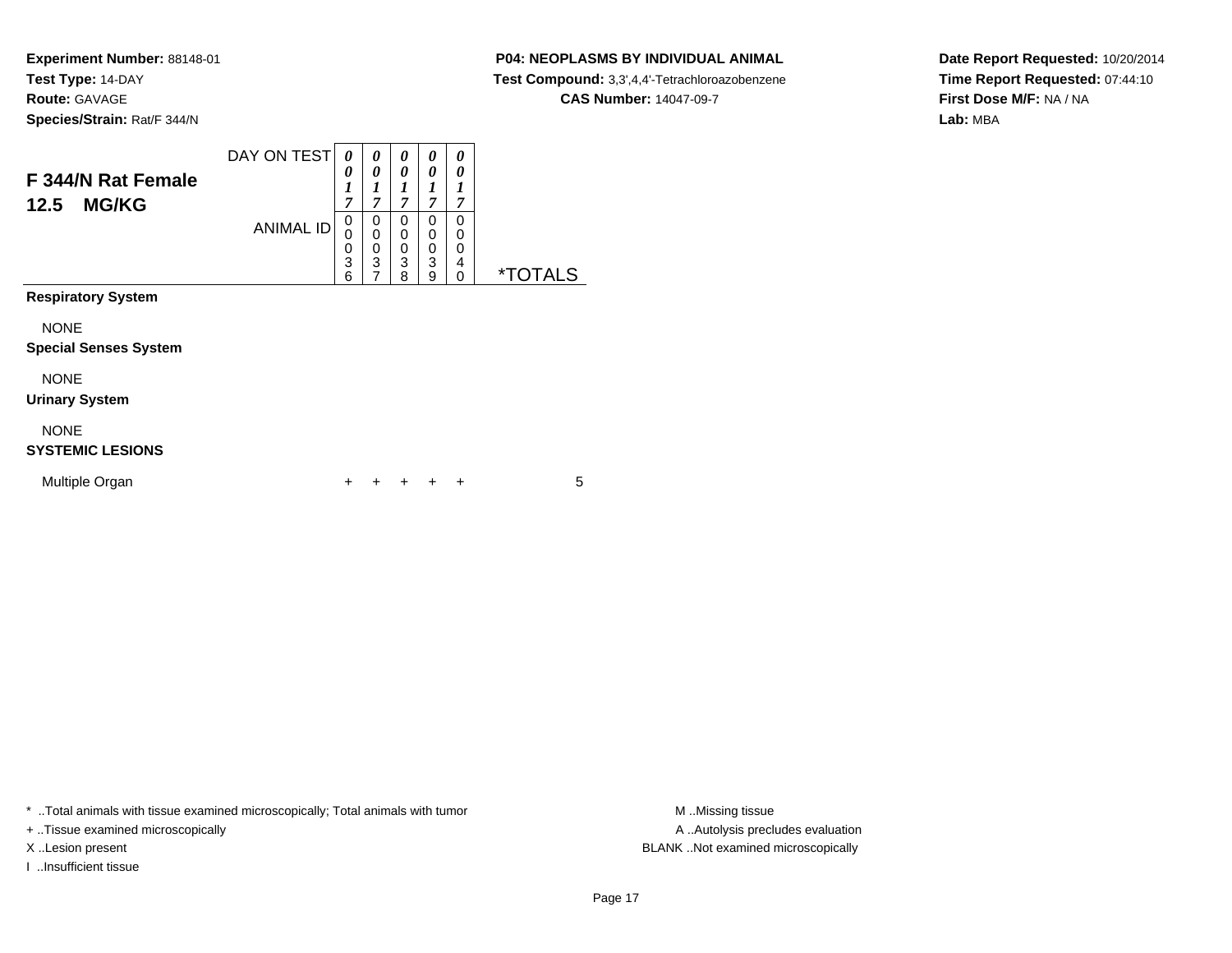**Experiment Number:** 88148-01
**Test Type:** 14-DAY
**Route:** GAVAGE
**Species/Strain:** Rat/F 344/N

**P04: NEOPLASMS BY INDIVIDUAL ANIMAL**
**Test Compound:** 3,3',4,4'-Tetrachloroazobenzene
**CAS Number:** 14047-09-7

**Date Report Requested:** 10/20/2014
**Time Report Requested:** 07:44:10
**First Dose M/F:** NA / NA
**Lab:** MBA

## F 344/N Rat Female 12.5 MG/KG

| | | | | | | |
|---|---|---|---|---|---|---|
| DAY ON TEST | 0017 | 0017 | 0017 | 0017 | 0017 | |
| ANIMAL ID | 00036 | 00037 | 00038 | 00039 | 00040 | *TOTALS |
| **Respiratory System** | | | | | | |
| NONE | | | | | | |
| **Special Senses System** | | | | | | |
| NONE | | | | | | |
| **Urinary System** | | | | | | |
| NONE | | | | | | |
| **SYSTEMIC LESIONS** | | | | | | |
| Multiple Organ | + | + | + | + | + | 5 |

* ..Total animals with tissue examined microscopically; Total animals with tumor
+ ..Tissue examined microscopically
X ..Lesion present
I ..Insufficient tissue

M ..Missing tissue
A ..Autolysis precludes evaluation
BLANK ..Not examined microscopically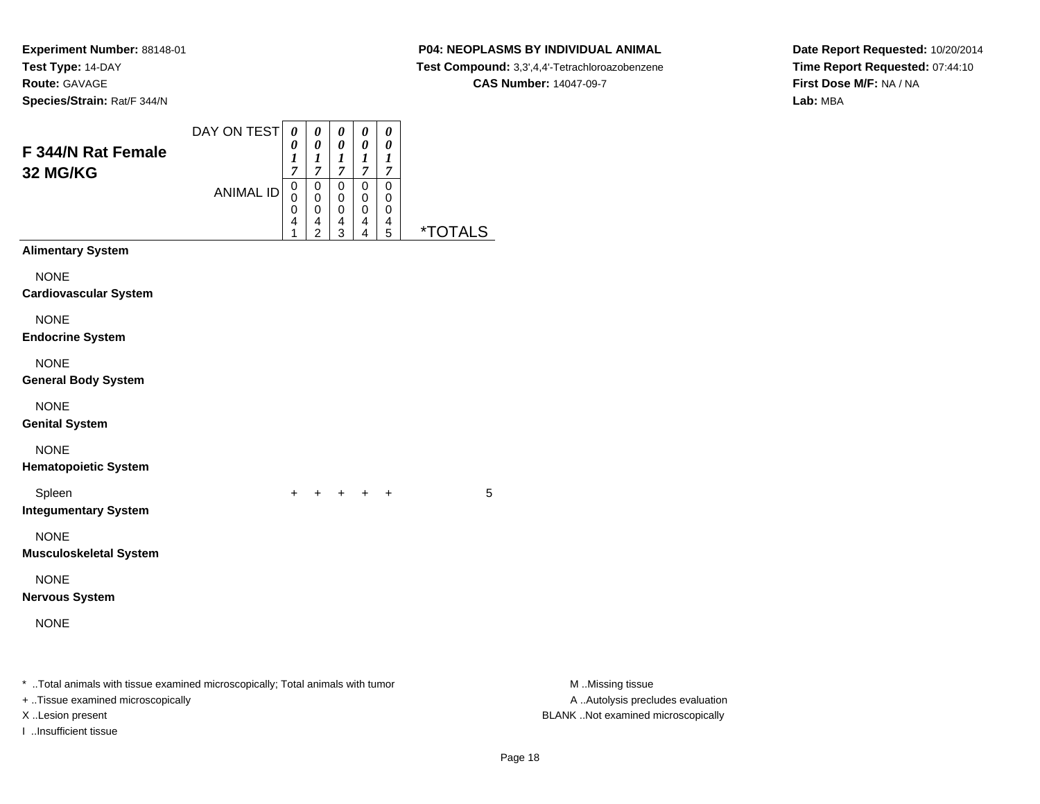**Experiment Number:** 88148-01
**Test Type:** 14-DAY
**Route:** GAVAGE
**Species/Strain:** Rat/F 344/N

**P04: NEOPLASMS BY INDIVIDUAL ANIMAL**
**Test Compound:** 3,3',4,4'-Tetrachloroazobenzene
**CAS Number:** 14047-09-7

**Date Report Requested:** 10/20/2014
**Time Report Requested:** 07:44:10
**First Dose M/F:** NA / NA
**Lab:** MBA

## F 344/N Rat Female 32 MG/KG

| DAY ON TEST | 0017 | 0017 | 0017 | 0017 | 0017 | |
|---|---|---|---|---|---|---|
| **ANIMAL ID** | 00041 | 00042 | 00043 | 00044 | 00045 | ***TOTALS** |
| **Alimentary System** | | | | | | |
| NONE | | | | | | |
| **Cardiovascular System** | | | | | | |
| NONE | | | | | | |
| **Endocrine System** | | | | | | |
| NONE | | | | | | |
| **General Body System** | | | | | | |
| NONE | | | | | | |
| **Genital System** | | | | | | |
| NONE | | | | | | |
| **Hematopoietic System** | | | | | | |
| Spleen | + | + | + | + | + | 5 |
| **Integumentary System** | | | | | | |
| NONE | | | | | | |
| **Musculoskeletal System** | | | | | | |
| NONE | | | | | | |
| **Nervous System** | | | | | | |
| NONE | | | | | | |

* ..Total animals with tissue examined microscopically; Total animals with tumor
+ ..Tissue examined microscopically
X ..Lesion present
I ..Insufficient tissue

M ..Missing tissue
A ..Autolysis precludes evaluation
BLANK ..Not examined microscopically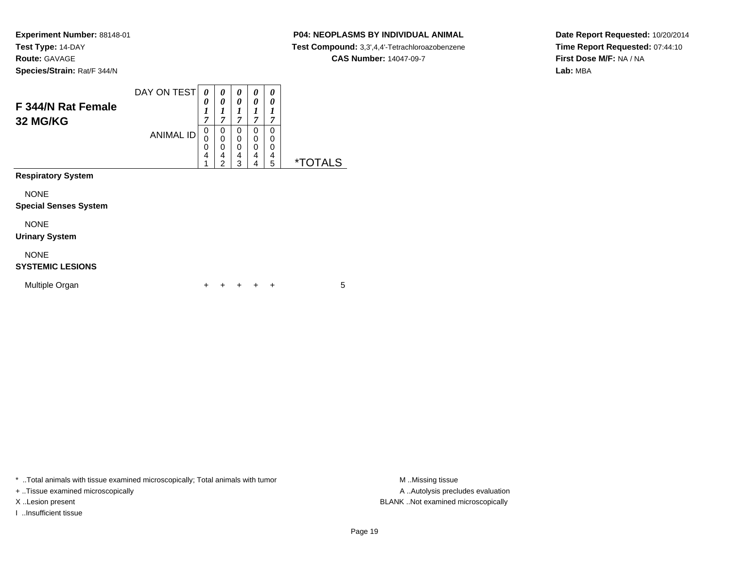**Experiment Number:** 88148-01
**Test Type:** 14-DAY
**Route:** GAVAGE
**Species/Strain:** Rat/F 344/N

**P04: NEOPLASMS BY INDIVIDUAL ANIMAL**
**Test Compound:** 3,3',4,4'-Tetrachloroazobenzene
**CAS Number:** 14047-09-7

**Date Report Requested:** 10/20/2014
**Time Report Requested:** 07:44:10
**First Dose M/F:** NA / NA
**Lab:** MBA

## F 344/N Rat Female 32 MG/KG

| | | | | | | |
|---|---|---|---|---|---|---|
| DAY ON TEST | 0017 | 0017 | 0017 | 0017 | 0017 | |
| ANIMAL ID | 00041 | 00042 | 00043 | 00044 | 00045 | *TOTALS |
| **Respiratory System** | | | | | | |
| NONE | | | | | | |
| **Special Senses System** | | | | | | |
| NONE | | | | | | |
| **Urinary System** | | | | | | |
| NONE | | | | | | |
| **SYSTEMIC LESIONS** | | | | | | |
| Multiple Organ | + | + | + | + | + | 5 |

* ..Total animals with tissue examined microscopically; Total animals with tumor
+ ..Tissue examined microscopically
X ..Lesion present
I ..Insufficient tissue

M ..Missing tissue
A ..Autolysis precludes evaluation
BLANK ..Not examined microscopically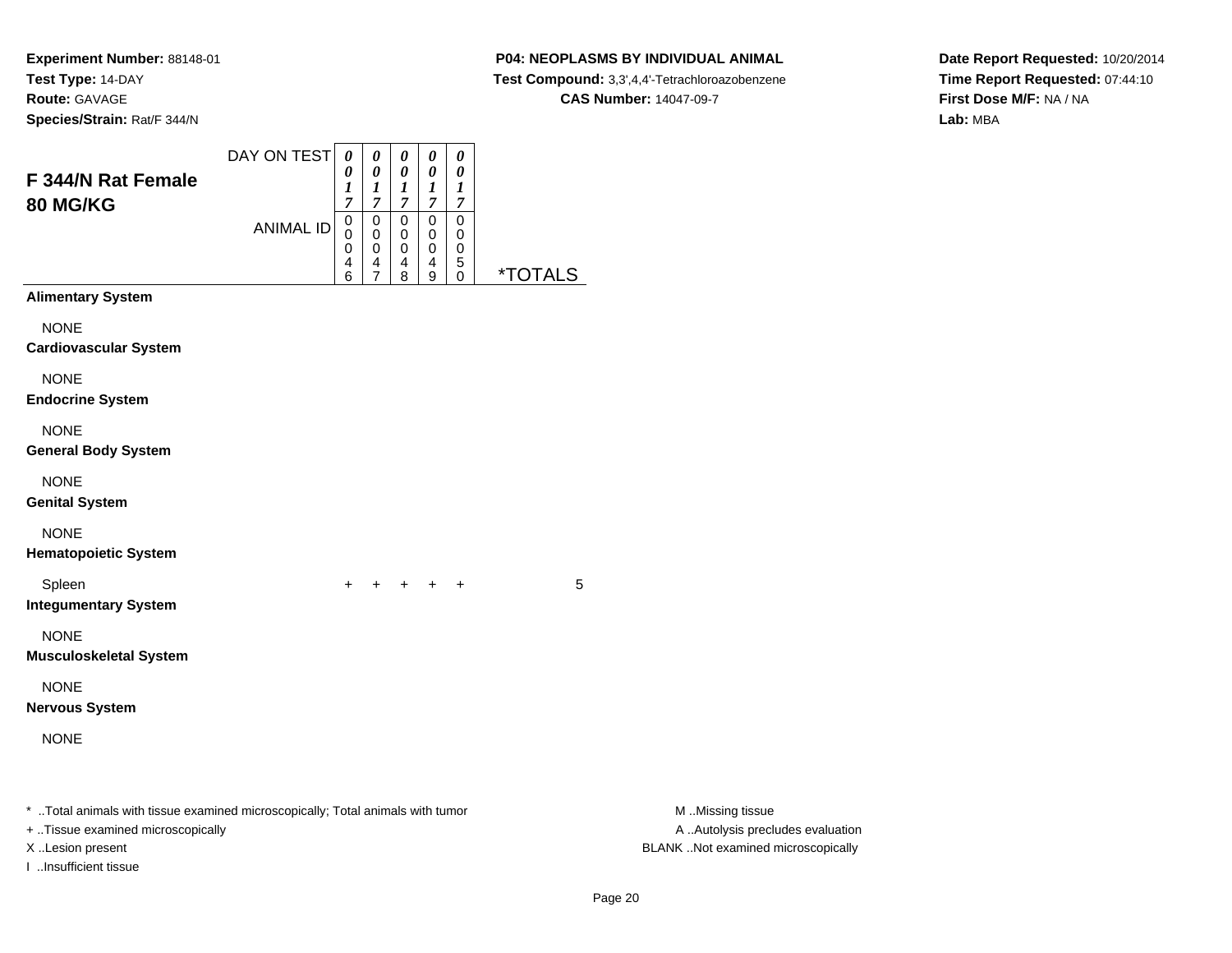**Experiment Number:** 88148-01
**Test Type:** 14-DAY
**Route:** GAVAGE
**Species/Strain:** Rat/F 344/N

**P04: NEOPLASMS BY INDIVIDUAL ANIMAL**
**Test Compound:** 3,3',4,4'-Tetrachloroazobenzene
**CAS Number:** 14047-09-7

**Date Report Requested:** 10/20/2014
**Time Report Requested:** 07:44:10
**First Dose M/F:** NA / NA
**Lab:** MBA

## F 344/N Rat Female 80 MG/KG

| DAY ON TEST | 0017 | 0017 | 0017 | 0017 | 0017 | |
|---|---|---|---|---|---|---|
| **ANIMAL ID** | **00046** | **00047** | **00048** | **00049** | **00050** | ***TOTALS** |
| **Alimentary System** | | | | | | |
| NONE | | | | | | |
| **Cardiovascular System** | | | | | | |
| NONE | | | | | | |
| **Endocrine System** | | | | | | |
| NONE | | | | | | |
| **General Body System** | | | | | | |
| NONE | | | | | | |
| **Genital System** | | | | | | |
| NONE | | | | | | |
| **Hematopoietic System** | | | | | | |
| Spleen | + | + | + | + | + | 5 |
| **Integumentary System** | | | | | | |
| NONE | | | | | | |
| **Musculoskeletal System** | | | | | | |
| NONE | | | | | | |
| **Nervous System** | | | | | | |
| NONE | | | | | | |

* ..Total animals with tissue examined microscopically; Total animals with tumor
+ ..Tissue examined microscopically
X ..Lesion present
I ..Insufficient tissue

M ..Missing tissue
A ..Autolysis precludes evaluation
BLANK ..Not examined microscopically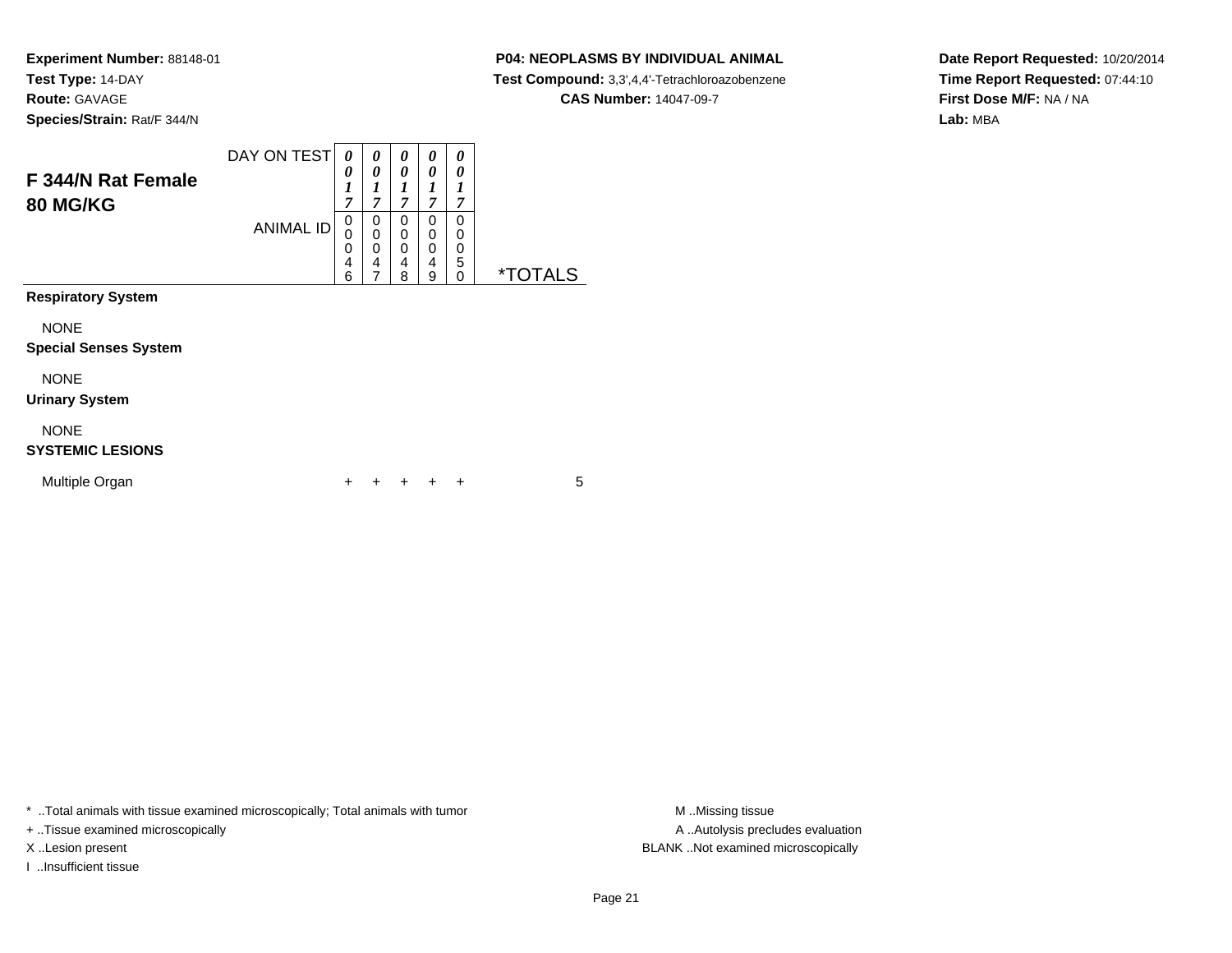**Experiment Number:** 88148-01
**Test Type:** 14-DAY
**Route:** GAVAGE
**Species/Strain:** Rat/F 344/N

**P04: NEOPLASMS BY INDIVIDUAL ANIMAL**
**Test Compound:** 3,3',4,4'-Tetrachloroazobenzene
**CAS Number:** 14047-09-7

**Date Report Requested:** 10/20/2014
**Time Report Requested:** 07:44:10
**First Dose M/F:** NA / NA
**Lab:** MBA

## F 344/N Rat Female 80 MG/KG

| | | | | | | |
|---|---|---|---|---|---|---|
| DAY ON TEST | 0017 | 0017 | 0017 | 0017 | 0017 | |
| ANIMAL ID | 00046 | 00047 | 00048 | 00049 | 00050 | *TOTALS |
| **Respiratory System** | | | | | | |
| NONE | | | | | | |
| **Special Senses System** | | | | | | |
| NONE | | | | | | |
| **Urinary System** | | | | | | |
| NONE | | | | | | |
| **SYSTEMIC LESIONS** | | | | | | |
| Multiple Organ | + | + | + | + | + | 5 |

* ..Total animals with tissue examined microscopically; Total animals with tumor
+ ..Tissue examined microscopically
X ..Lesion present
I ..Insufficient tissue

M ..Missing tissue
A ..Autolysis precludes evaluation
BLANK ..Not examined microscopically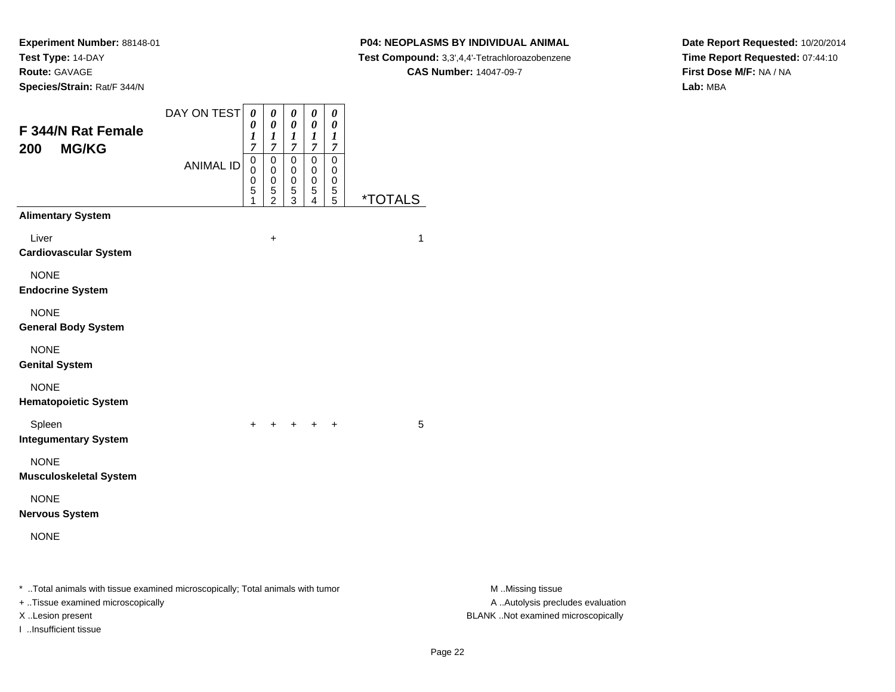**Experiment Number:** 88148-01
**Test Type:** 14-DAY
**Route:** GAVAGE
**Species/Strain:** Rat/F 344/N

**P04: NEOPLASMS BY INDIVIDUAL ANIMAL**
**Test Compound:** 3,3',4,4'-Tetrachloroazobenzene
**CAS Number:** 14047-09-7

**Date Report Requested:** 10/20/2014
**Time Report Requested:** 07:44:10
**First Dose M/F:** NA / NA
**Lab:** MBA

## F 344/N Rat Female
## 200 MG/KG

| DAY ON TEST | 0017 | 0017 | 0017 | 0017 | 0017 | |
|---|---|---|---|---|---|---|
| **ANIMAL ID** | 00051 | 00052 | 00053 | 00054 | 00055 | ***TOTALS** |
| **Alimentary System** | | | | | | |
| Liver | | + | | | | 1 |
| **Cardiovascular System** | | | | | | |
| NONE | | | | | | |
| **Endocrine System** | | | | | | |
| NONE | | | | | | |
| **General Body System** | | | | | | |
| NONE | | | | | | |
| **Genital System** | | | | | | |
| NONE | | | | | | |
| **Hematopoietic System** | | | | | | |
| Spleen | + | + | + | + | + | 5 |
| **Integumentary System** | | | | | | |
| NONE | | | | | | |
| **Musculoskeletal System** | | | | | | |
| NONE | | | | | | |
| **Nervous System** | | | | | | |
| NONE | | | | | | |

* ..Total animals with tissue examined microscopically; Total animals with tumor
+ ..Tissue examined microscopically
X ..Lesion present
I ..Insufficient tissue

M ..Missing tissue
A ..Autolysis precludes evaluation
BLANK ..Not examined microscopically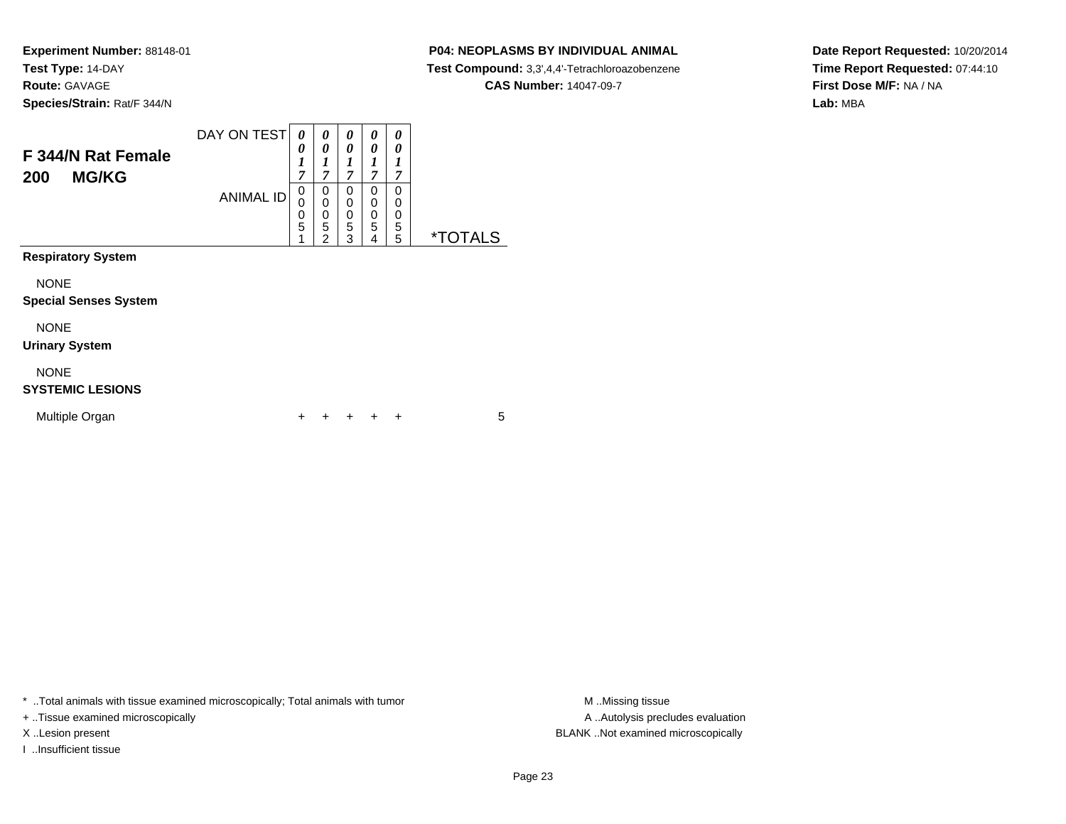**Experiment Number:** 88148-01
**Test Type:** 14-DAY
**Route:** GAVAGE
**Species/Strain:** Rat/F 344/N

**P04: NEOPLASMS BY INDIVIDUAL ANIMAL**
**Test Compound:** 3,3',4,4'-Tetrachloroazobenzene
**CAS Number:** 14047-09-7

**Date Report Requested:** 10/20/2014
**Time Report Requested:** 07:44:10
**First Dose M/F:** NA / NA
**Lab:** MBA

## F 344/N Rat Female 200 MG/KG

| | | | | | | |
|---|---|---|---|---|---|---|
| DAY ON TEST | 0017 | 0017 | 0017 | 0017 | 0017 | |
| ANIMAL ID | 00051 | 00052 | 00053 | 00054 | 00055 | *TOTALS |
| **Respiratory System** | | | | | | |
| NONE | | | | | | |
| **Special Senses System** | | | | | | |
| NONE | | | | | | |
| **Urinary System** | | | | | | |
| NONE | | | | | | |
| **SYSTEMIC LESIONS** | | | | | | |
| Multiple Organ | + | + | + | + | + | 5 |

* ..Total animals with tissue examined microscopically; Total animals with tumor
+ ..Tissue examined microscopically
X ..Lesion present
I ..Insufficient tissue

M ..Missing tissue
A ..Autolysis precludes evaluation
BLANK ..Not examined microscopically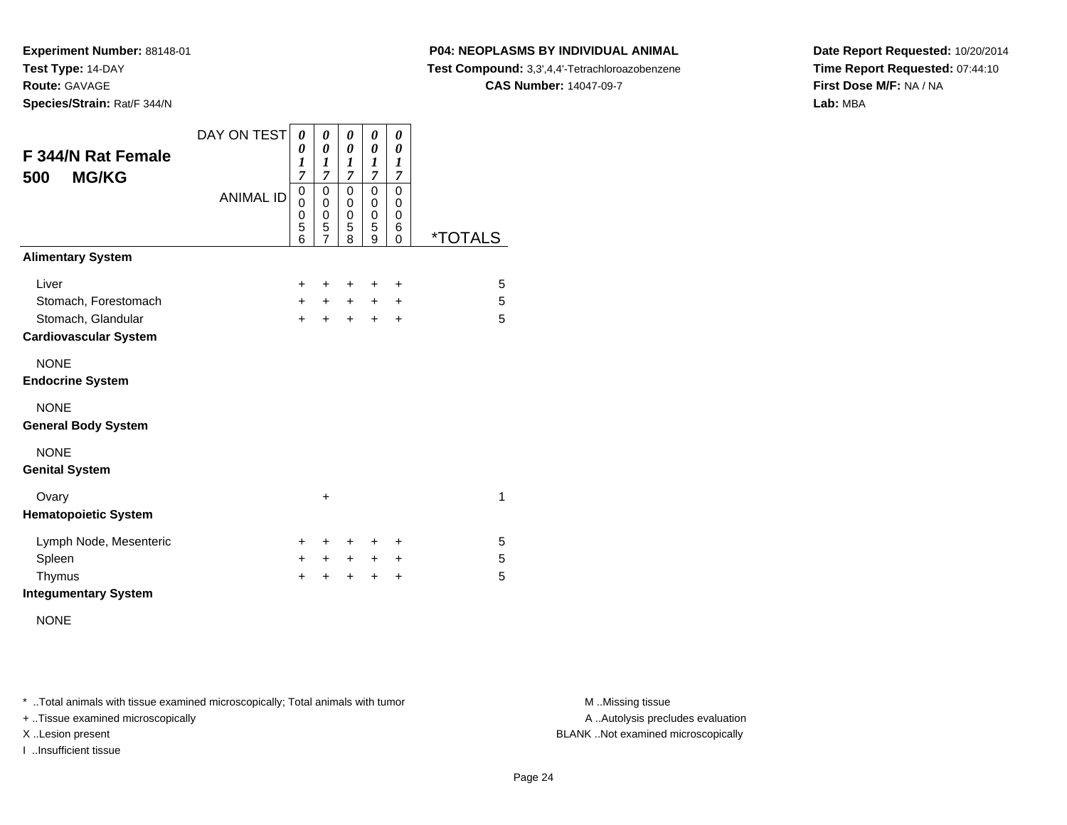**Experiment Number:** 88148-01
**Test Type:** 14-DAY
**Route:** GAVAGE
**Species/Strain:** Rat/F 344/N

**P04: NEOPLASMS BY INDIVIDUAL ANIMAL**
**Test Compound:** 3,3',4,4'-Tetrachloroazobenzene
**CAS Number:** 14047-09-7

**Date Report Requested:** 10/20/2014
**Time Report Requested:** 07:44:10
**First Dose M/F:** NA / NA
**Lab:** MBA

## F 344/N Rat Female 500 MG/KG

| DAY ON TEST | 0017 | 0017 | 0017 | 0017 | 0017 | |
|---|---|---|---|---|---|---|
| **ANIMAL ID** | 00056 | 00057 | 00058 | 00059 | 00060 | ***TOTALS** |
| **Alimentary System** | | | | | | |
| Liver | + | + | + | + | + | 5 |
| Stomach, Forestomach | + | + | + | + | + | 5 |
| Stomach, Glandular | + | + | + | + | + | 5 |
| **Cardiovascular System** | | | | | | |
| NONE | | | | | | |
| **Endocrine System** | | | | | | |
| NONE | | | | | | |
| **General Body System** | | | | | | |
| NONE | | | | | | |
| **Genital System** | | | | | | |
| Ovary | | + | | | | 1 |
| **Hematopoietic System** | | | | | | |
| Lymph Node, Mesenteric | + | + | + | + | + | 5 |
| Spleen | + | + | + | + | + | 5 |
| Thymus | + | + | + | + | + | 5 |
| **Integumentary System** | | | | | | |
| NONE | | | | | | |

* ..Total animals with tissue examined microscopically; Total animals with tumor
+ ..Tissue examined microscopically
X ..Lesion present
I ..Insufficient tissue

M ..Missing tissue
A ..Autolysis precludes evaluation
BLANK ..Not examined microscopically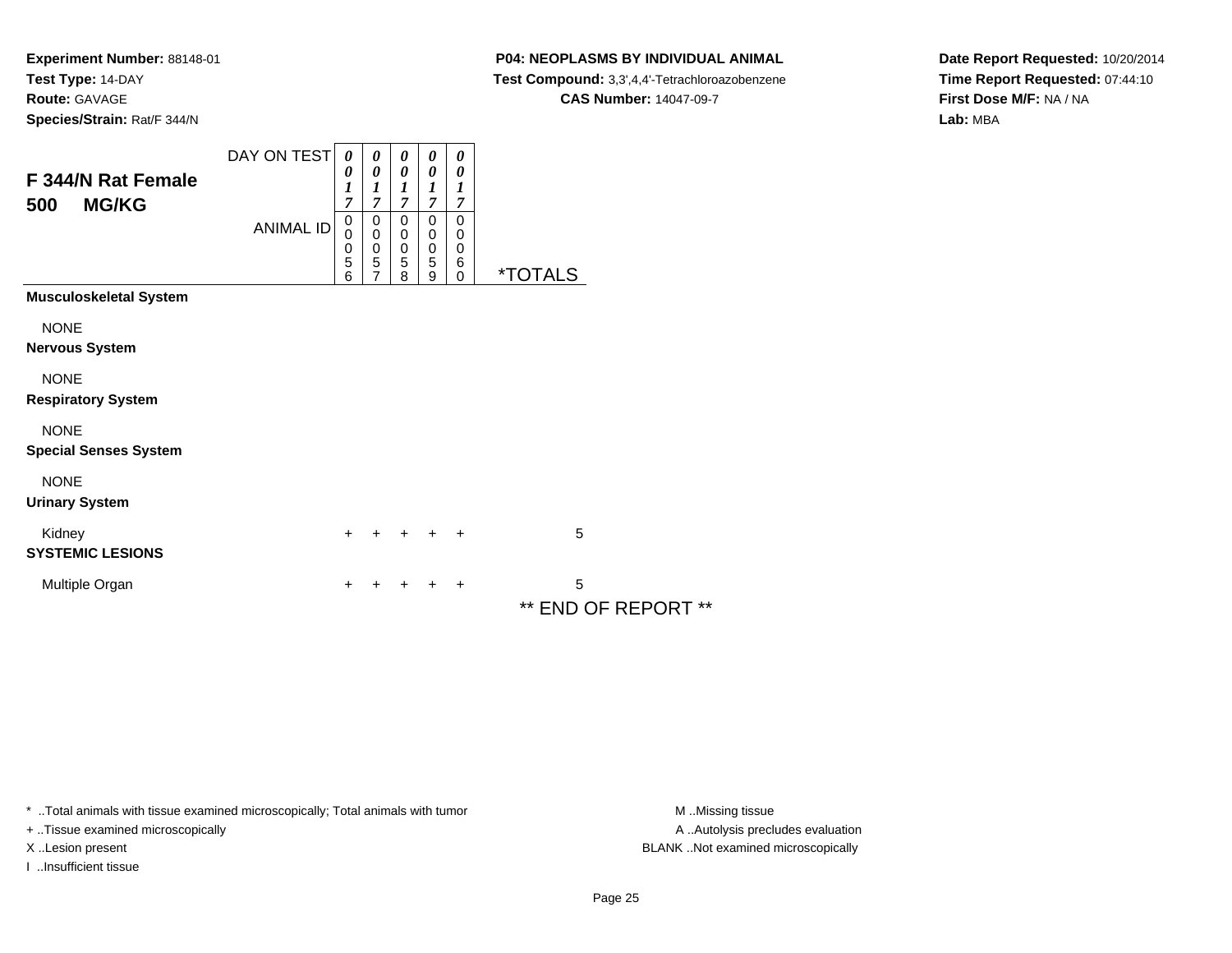**Experiment Number:** 88148-01
**Test Type:** 14-DAY
**Route:** GAVAGE
**Species/Strain:** Rat/F 344/N

**P04: NEOPLASMS BY INDIVIDUAL ANIMAL**
**Test Compound:** 3,3',4,4'-Tetrachloroazobenzene
**CAS Number:** 14047-09-7

**Date Report Requested:** 10/20/2014
**Time Report Requested:** 07:44:10
**First Dose M/F:** NA / NA
**Lab:** MBA

## F 344/N Rat Female
## 500 MG/KG

| DAY ON TEST | 0017 | 0017 | 0017 | 0017 | 0017 | |
|---|---|---|---|---|---|---|
| **ANIMAL ID** | **00056** | **00057** | **00058** | **00059** | **00060** | ***TOTALS** |
| **Musculoskeletal System** | | | | | | |
| NONE | | | | | | |
| **Nervous System** | | | | | | |
| NONE | | | | | | |
| **Respiratory System** | | | | | | |
| NONE | | | | | | |
| **Special Senses System** | | | | | | |
| NONE | | | | | | |
| **Urinary System** | | | | | | |
| Kidney | + | + | + | + | + | 5 |
| **SYSTEMIC LESIONS** | | | | | | |
| Multiple Organ | + | + | + | + | + | 5 |

** END OF REPORT **

* ..Total animals with tissue examined microscopically; Total animals with tumor
+ ..Tissue examined microscopically
X ..Lesion present
I ..Insufficient tissue

M ..Missing tissue
A ..Autolysis precludes evaluation
BLANK ..Not examined microscopically